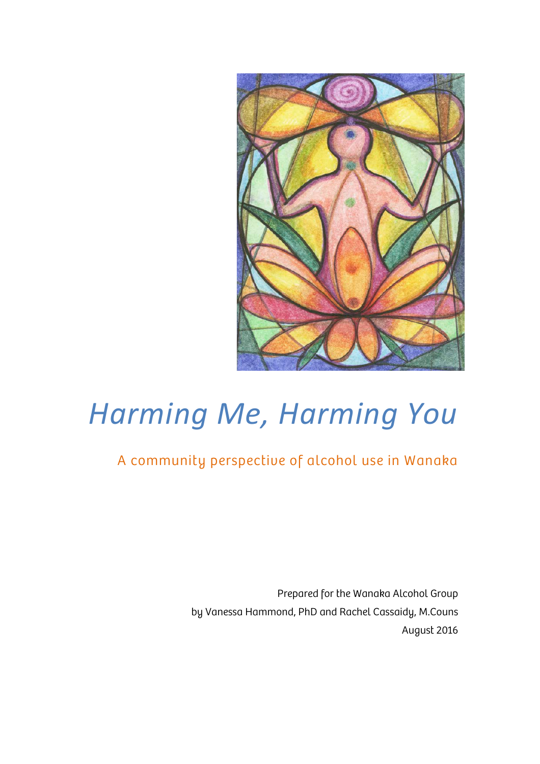# *Harming Me, Harming You*

## A community perspective of alcohol use in Wanaka

Prepared for the Wanaka Alcohol Group
by Vanessa Hammond, PhD and Rachel Cassaidy, M.Couns
August 2016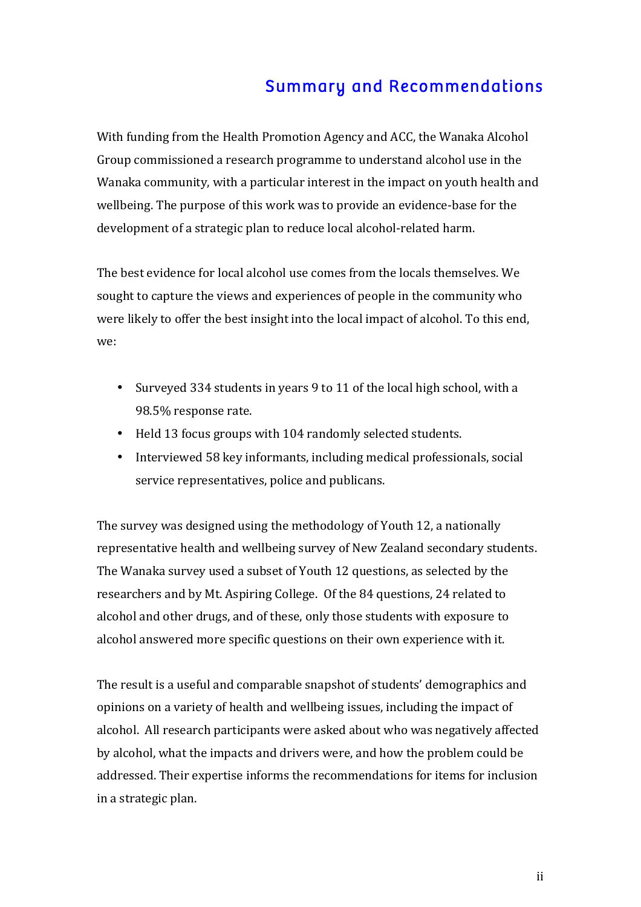# Summary and Recommendations

With funding from the Health Promotion Agency and ACC, the Wanaka Alcohol Group commissioned a research programme to understand alcohol use in the Wanaka community, with a particular interest in the impact on youth health and wellbeing. The purpose of this work was to provide an evidence-base for the development of a strategic plan to reduce local alcohol-related harm.

The best evidence for local alcohol use comes from the locals themselves. We sought to capture the views and experiences of people in the community who were likely to offer the best insight into the local impact of alcohol. To this end, we:

- Surveyed 334 students in years 9 to 11 of the local high school, with a 98.5% response rate.
- Held 13 focus groups with 104 randomly selected students.
- Interviewed 58 key informants, including medical professionals, social service representatives, police and publicans.

The survey was designed using the methodology of Youth 12, a nationally representative health and wellbeing survey of New Zealand secondary students. The Wanaka survey used a subset of Youth 12 questions, as selected by the researchers and by Mt. Aspiring College. Of the 84 questions, 24 related to alcohol and other drugs, and of these, only those students with exposure to alcohol answered more specific questions on their own experience with it.

The result is a useful and comparable snapshot of students' demographics and opinions on a variety of health and wellbeing issues, including the impact of alcohol. All research participants were asked about who was negatively affected by alcohol, what the impacts and drivers were, and how the problem could be addressed. Their expertise informs the recommendations for items for inclusion in a strategic plan.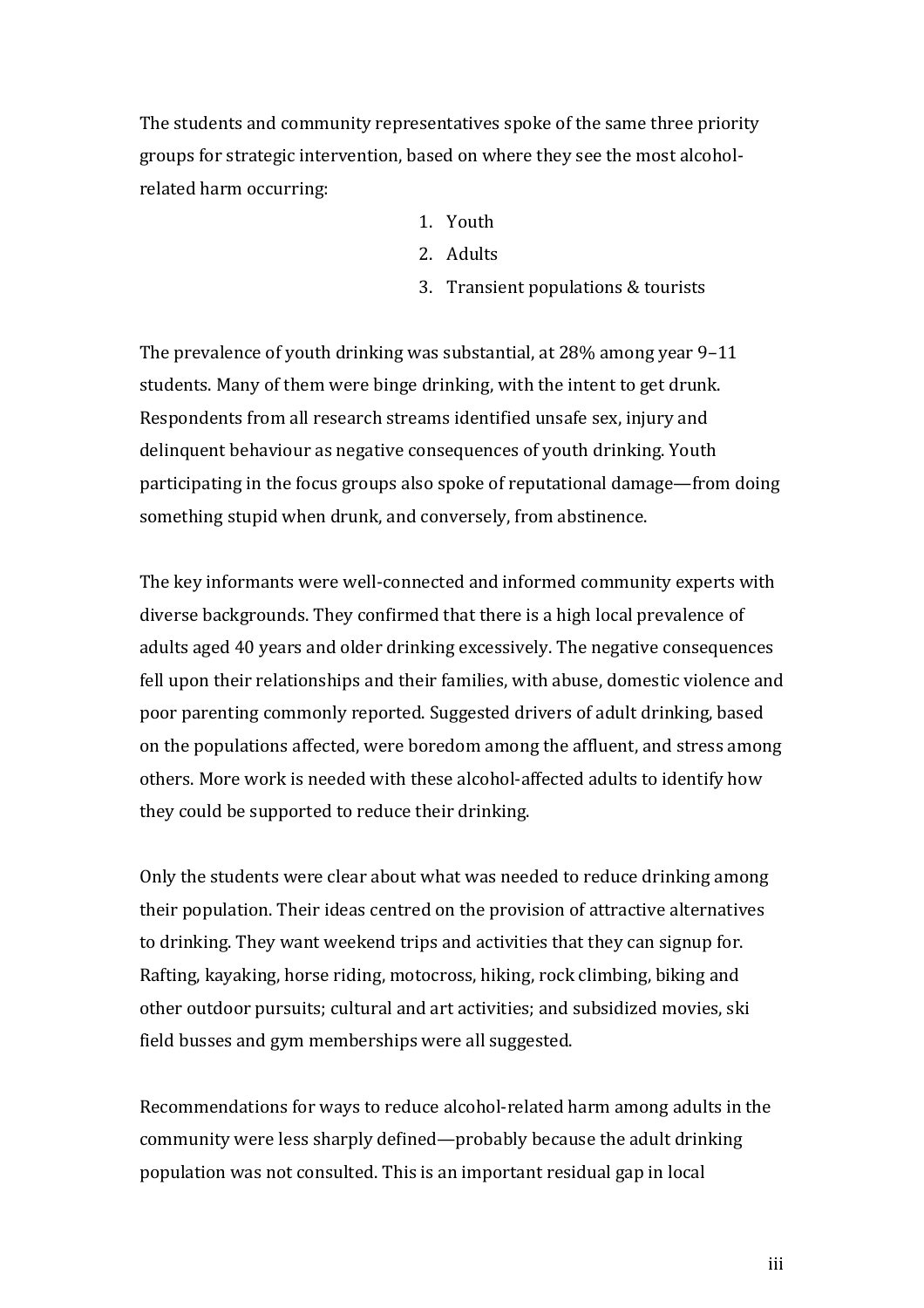The students and community representatives spoke of the same three priority groups for strategic intervention, based on where they see the most alcohol-related harm occurring:

1. Youth
2. Adults
3. Transient populations & tourists

The prevalence of youth drinking was substantial, at 28% among year 9–11 students. Many of them were binge drinking, with the intent to get drunk. Respondents from all research streams identified unsafe sex, injury and delinquent behaviour as negative consequences of youth drinking. Youth participating in the focus groups also spoke of reputational damage—from doing something stupid when drunk, and conversely, from abstinence.

The key informants were well-connected and informed community experts with diverse backgrounds. They confirmed that there is a high local prevalence of adults aged 40 years and older drinking excessively. The negative consequences fell upon their relationships and their families, with abuse, domestic violence and poor parenting commonly reported. Suggested drivers of adult drinking, based on the populations affected, were boredom among the affluent, and stress among others. More work is needed with these alcohol-affected adults to identify how they could be supported to reduce their drinking.

Only the students were clear about what was needed to reduce drinking among their population. Their ideas centred on the provision of attractive alternatives to drinking. They want weekend trips and activities that they can signup for. Rafting, kayaking, horse riding, motocross, hiking, rock climbing, biking and other outdoor pursuits; cultural and art activities; and subsidized movies, ski field busses and gym memberships were all suggested.

Recommendations for ways to reduce alcohol-related harm among adults in the community were less sharply defined—probably because the adult drinking population was not consulted. This is an important residual gap in local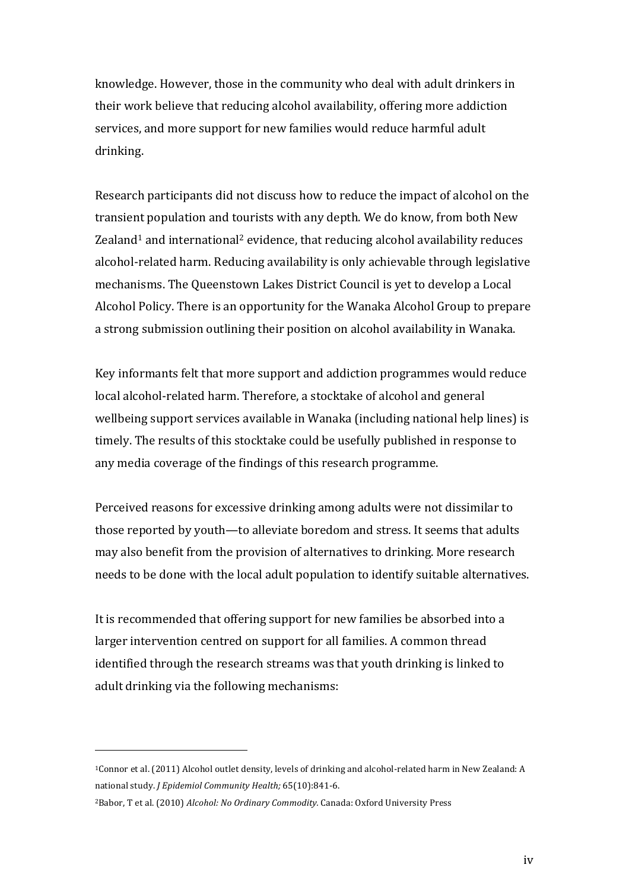knowledge. However, those in the community who deal with adult drinkers in their work believe that reducing alcohol availability, offering more addiction services, and more support for new families would reduce harmful adult drinking.

Research participants did not discuss how to reduce the impact of alcohol on the transient population and tourists with any depth. We do know, from both New Zealand[1] and international[2] evidence, that reducing alcohol availability reduces alcohol-related harm. Reducing availability is only achievable through legislative mechanisms. The Queenstown Lakes District Council is yet to develop a Local Alcohol Policy. There is an opportunity for the Wanaka Alcohol Group to prepare a strong submission outlining their position on alcohol availability in Wanaka.

Key informants felt that more support and addiction programmes would reduce local alcohol-related harm. Therefore, a stocktake of alcohol and general wellbeing support services available in Wanaka (including national help lines) is timely. The results of this stocktake could be usefully published in response to any media coverage of the findings of this research programme.

Perceived reasons for excessive drinking among adults were not dissimilar to those reported by youth—to alleviate boredom and stress. It seems that adults may also benefit from the provision of alternatives to drinking. More research needs to be done with the local adult population to identify suitable alternatives.

It is recommended that offering support for new families be absorbed into a larger intervention centred on support for all families. A common thread identified through the research streams was that youth drinking is linked to adult drinking via the following mechanisms:

---

[1] Connor et al. (2011) Alcohol outlet density, levels of drinking and alcohol-related harm in New Zealand: A national study. *J Epidemiol Community Health;* 65(10):841-6.

[2] Babor, T et al. (2010) *Alcohol: No Ordinary Commodity*. Canada: Oxford University Press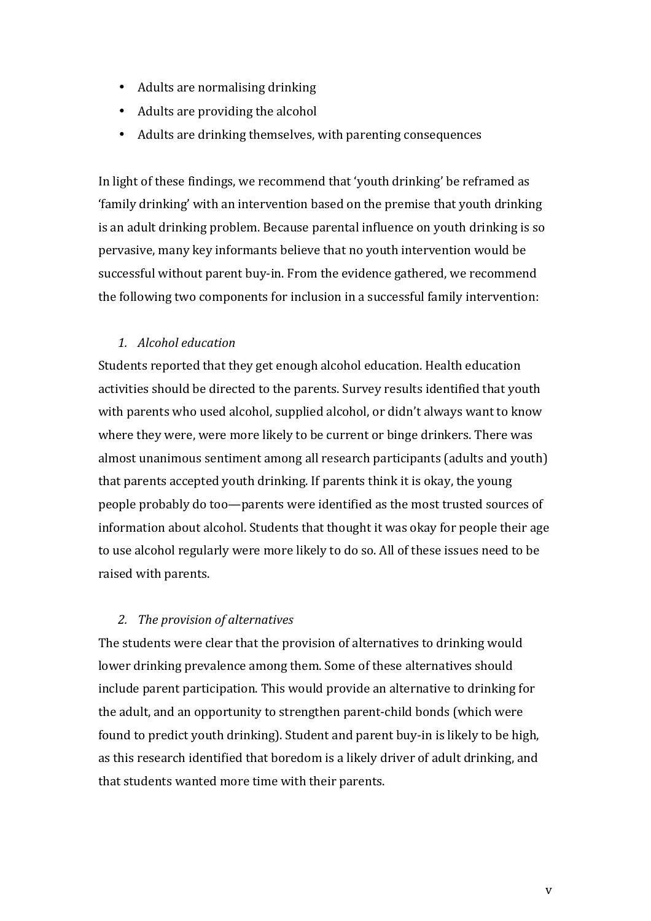- Adults are normalising drinking
- Adults are providing the alcohol
- Adults are drinking themselves, with parenting consequences

In light of these findings, we recommend that 'youth drinking' be reframed as 'family drinking' with an intervention based on the premise that youth drinking is an adult drinking problem. Because parental influence on youth drinking is so pervasive, many key informants believe that no youth intervention would be successful without parent buy-in. From the evidence gathered, we recommend the following two components for inclusion in a successful family intervention:

1. *Alcohol education*

Students reported that they get enough alcohol education. Health education activities should be directed to the parents. Survey results identified that youth with parents who used alcohol, supplied alcohol, or didn't always want to know where they were, were more likely to be current or binge drinkers. There was almost unanimous sentiment among all research participants (adults and youth) that parents accepted youth drinking. If parents think it is okay, the young people probably do too—parents were identified as the most trusted sources of information about alcohol. Students that thought it was okay for people their age to use alcohol regularly were more likely to do so. All of these issues need to be raised with parents.

2. *The provision of alternatives*

The students were clear that the provision of alternatives to drinking would lower drinking prevalence among them. Some of these alternatives should include parent participation. This would provide an alternative to drinking for the adult, and an opportunity to strengthen parent-child bonds (which were found to predict youth drinking). Student and parent buy-in is likely to be high, as this research identified that boredom is a likely driver of adult drinking, and that students wanted more time with their parents.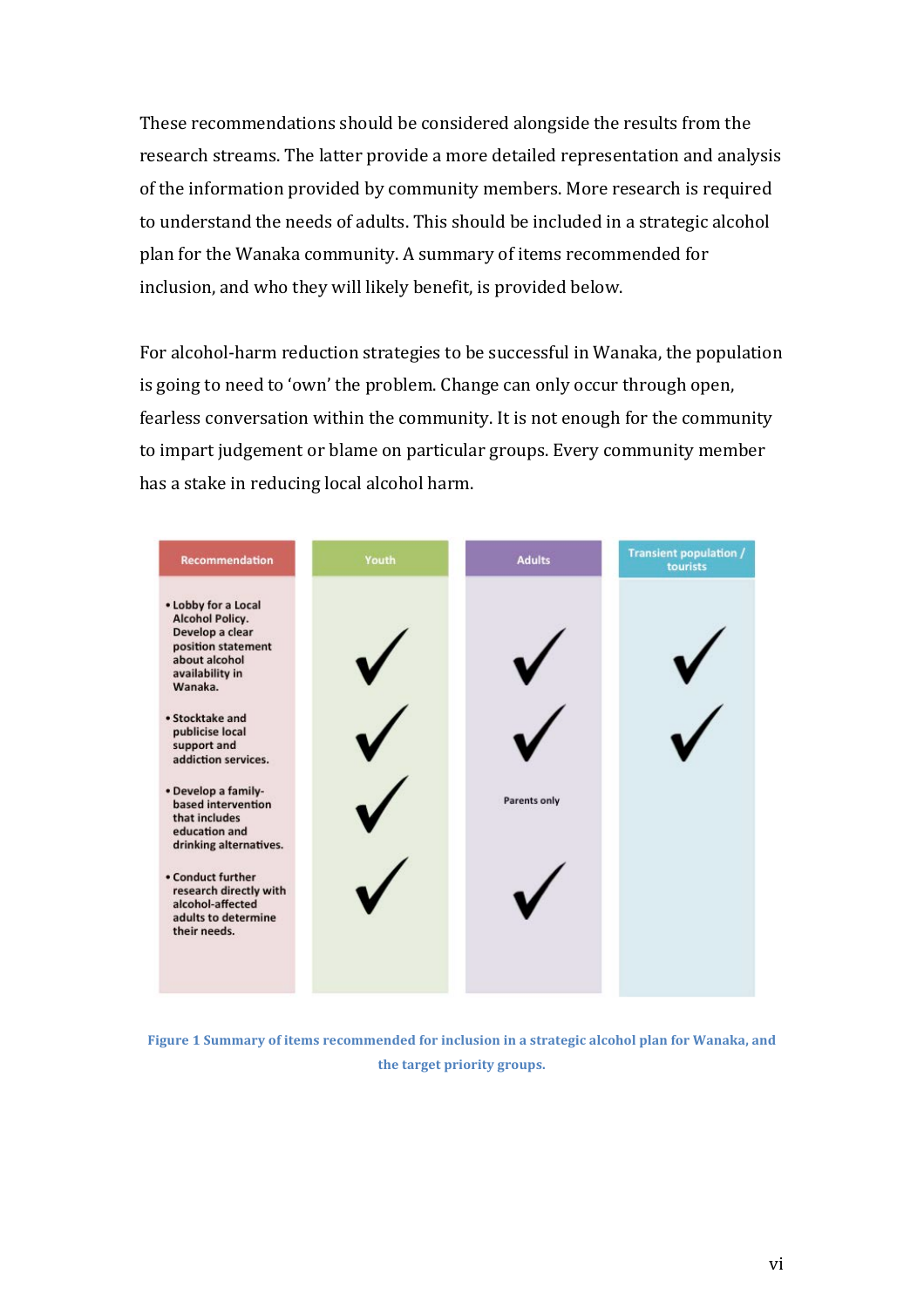These recommendations should be considered alongside the results from the research streams. The latter provide a more detailed representation and analysis of the information provided by community members. More research is required to understand the needs of adults. This should be included in a strategic alcohol plan for the Wanaka community. A summary of items recommended for inclusion, and who they will likely benefit, is provided below.

For alcohol-harm reduction strategies to be successful in Wanaka, the population is going to need to 'own' the problem. Change can only occur through open, fearless conversation within the community. It is not enough for the community to impart judgement or blame on particular groups. Every community member has a stake in reducing local alcohol harm.

| Recommendation | Youth | Adults | Transient population / tourists |
|---|---|---|---|
| Lobby for a Local Alcohol Policy. Develop a clear position statement about alcohol availability in Wanaka. | ✓ | ✓ | ✓ |
| Stocktake and publicise local support and addiction services. | ✓ | ✓ | ✓ |
| Develop a family-based intervention that includes education and drinking alternatives. | ✓ | Parents only | |
| Conduct further research directly with alcohol-affected adults to determine their needs. | ✓ | ✓ | |

Figure 1 Summary of items recommended for inclusion in a strategic alcohol plan for Wanaka, and the target priority groups.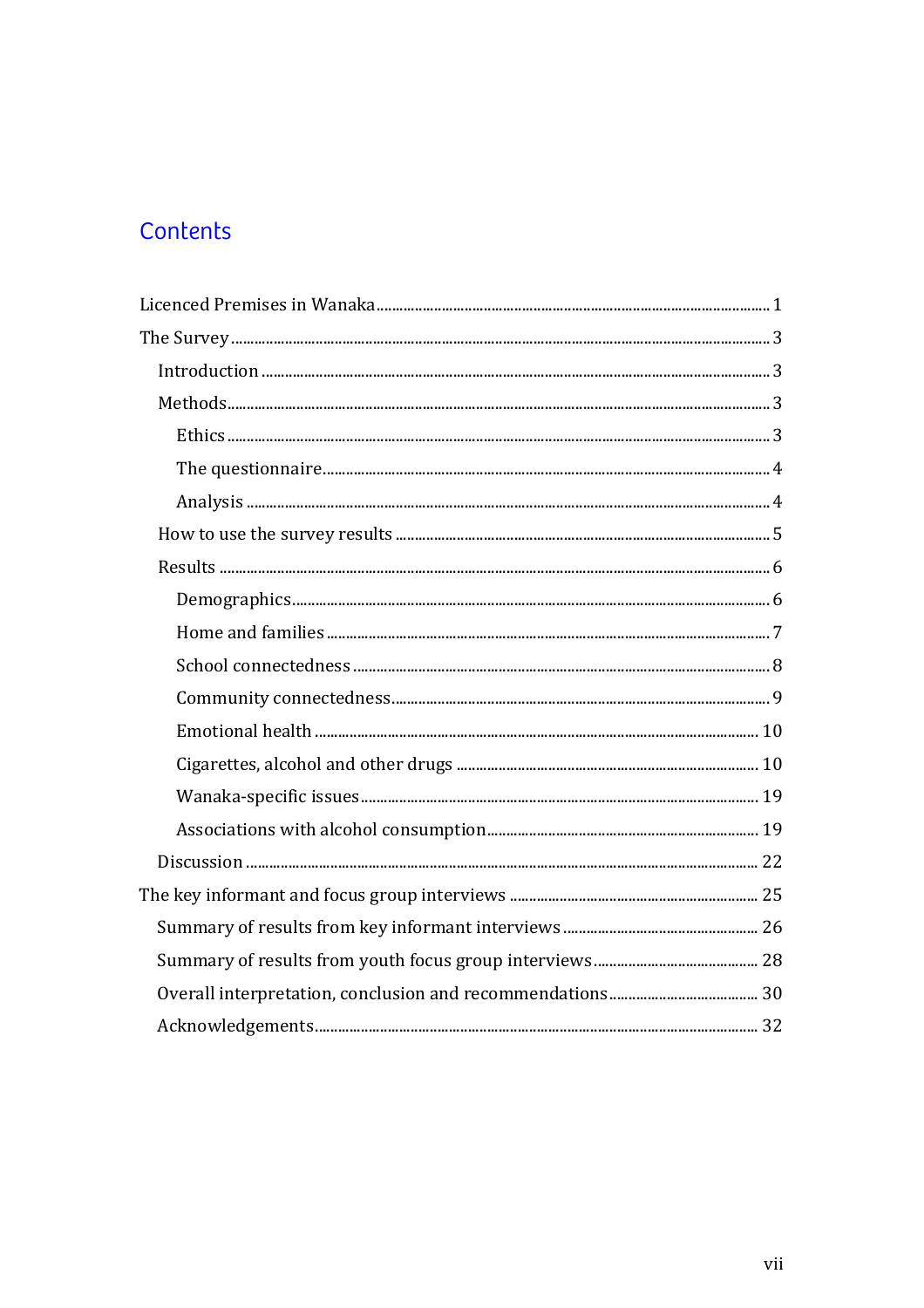## Contents

- Licenced Premises in Wanaka ........ 1
- The Survey ........ 3
  - Introduction ........ 3
  - Methods ........ 3
    - Ethics ........ 3
    - The questionnaire ........ 4
    - Analysis ........ 4
  - How to use the survey results ........ 5
  - Results ........ 6
    - Demographics ........ 6
    - Home and families ........ 7
    - School connectedness ........ 8
    - Community connectedness ........ 9
    - Emotional health ........ 10
    - Cigarettes, alcohol and other drugs ........ 10
    - Wanaka-specific issues ........ 19
    - Associations with alcohol consumption ........ 19
  - Discussion ........ 22
- The key informant and focus group interviews ........ 25
  - Summary of results from key informant interviews ........ 26
  - Summary of results from youth focus group interviews ........ 28
  - Overall interpretation, conclusion and recommendations ........ 30
  - Acknowledgements ........ 32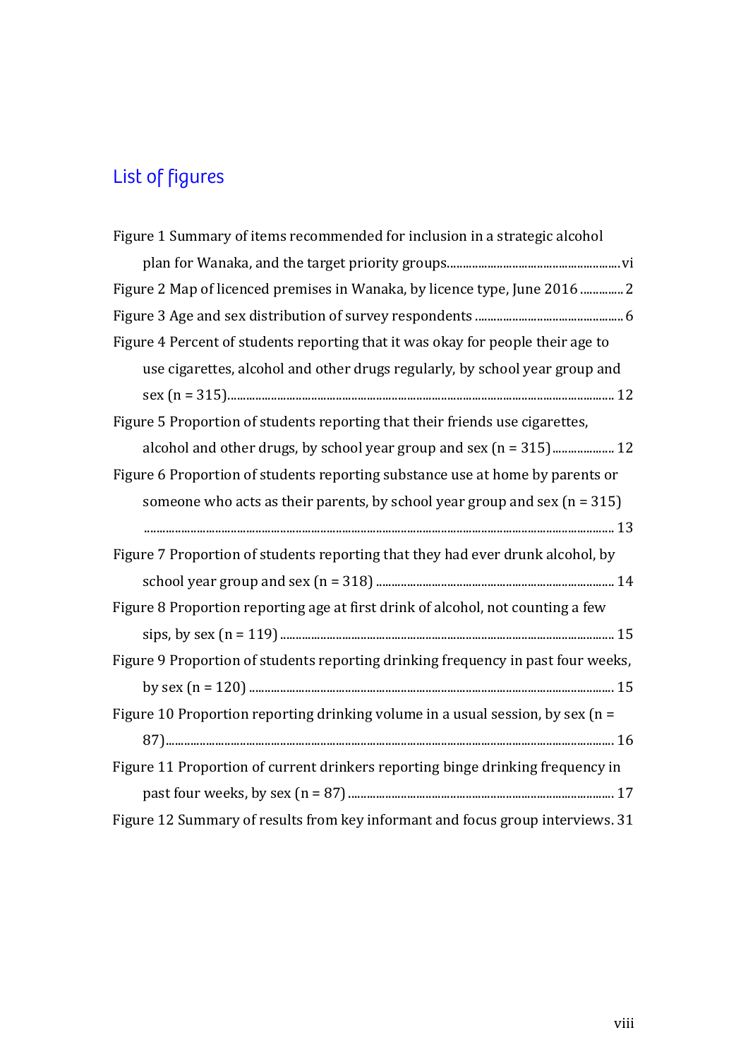## List of figures

Figure 1 Summary of items recommended for inclusion in a strategic alcohol plan for Wanaka, and the target priority groups........................................................vi

Figure 2 Map of licenced premises in Wanaka, by licence type, June 2016 .............. 2

Figure 3 Age and sex distribution of survey respondents ................................................ 6

Figure 4 Percent of students reporting that it was okay for people their age to use cigarettes, alcohol and other drugs regularly, by school year group and sex (n = 315)........................................................................................................................... 12

Figure 5 Proportion of students reporting that their friends use cigarettes, alcohol and other drugs, by school year group and sex (n = 315).................... 12

Figure 6 Proportion of students reporting substance use at home by parents or someone who acts as their parents, by school year group and sex (n = 315) ........................................................................................................................................... 13

Figure 7 Proportion of students reporting that they had ever drunk alcohol, by school year group and sex (n = 318) ............................................................................ 14

Figure 8 Proportion reporting age at first drink of alcohol, not counting a few sips, by sex (n = 119) ........................................................................................................... 15

Figure 9 Proportion of students reporting drinking frequency in past four weeks, by sex (n = 120) ..................................................................................................................... 15

Figure 10 Proportion reporting drinking volume in a usual session, by sex (n = 87)........................................................................................................................................... 16

Figure 11 Proportion of current drinkers reporting binge drinking frequency in past four weeks, by sex (n = 87) ...................................................................................... 17

Figure 12 Summary of results from key informant and focus group interviews. 31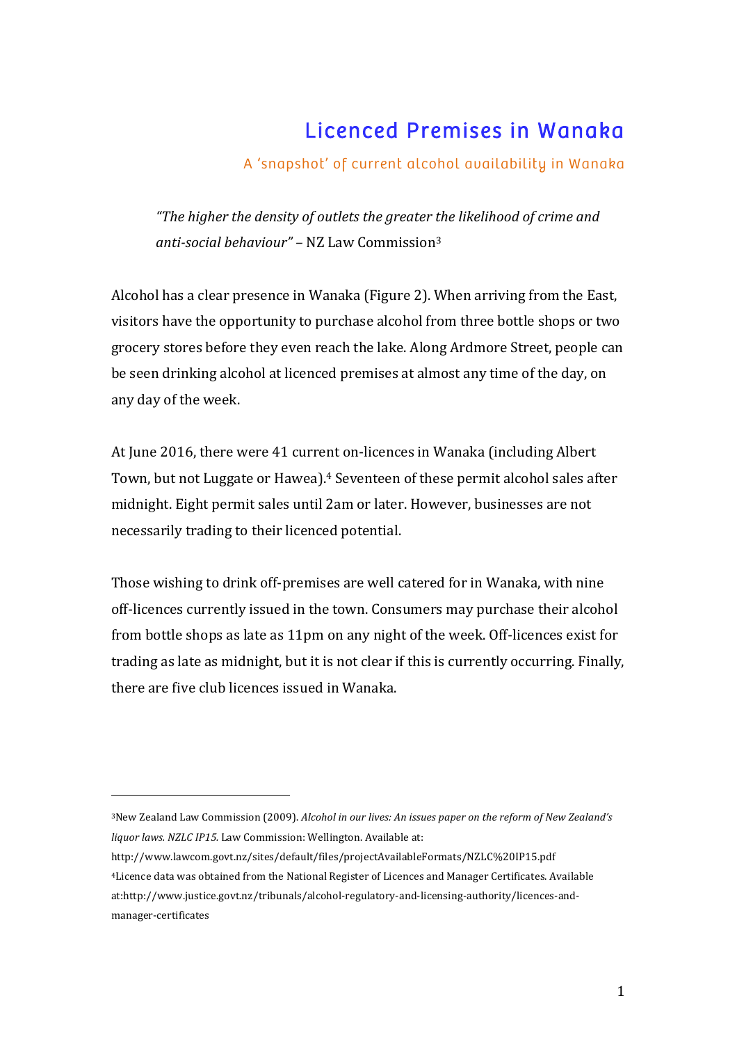# Licenced Premises in Wanaka

## A 'snapshot' of current alcohol availability in Wanaka

> *"The higher the density of outlets the greater the likelihood of crime and anti-social behaviour"* – NZ Law Commission[3]

Alcohol has a clear presence in Wanaka (Figure 2). When arriving from the East, visitors have the opportunity to purchase alcohol from three bottle shops or two grocery stores before they even reach the lake. Along Ardmore Street, people can be seen drinking alcohol at licenced premises at almost any time of the day, on any day of the week.

At June 2016, there were 41 current on-licences in Wanaka (including Albert Town, but not Luggate or Hawea).[4] Seventeen of these permit alcohol sales after midnight. Eight permit sales until 2am or later. However, businesses are not necessarily trading to their licenced potential.

Those wishing to drink off-premises are well catered for in Wanaka, with nine off-licences currently issued in the town. Consumers may purchase their alcohol from bottle shops as late as 11pm on any night of the week. Off-licences exist for trading as late as midnight, but it is not clear if this is currently occurring. Finally, there are five club licences issued in Wanaka.

---

[3] New Zealand Law Commission (2009). *Alcohol in our lives: An issues paper on the reform of New Zealand's liquor laws. NZLC IP15.* Law Commission: Wellington. Available at: http://www.lawcom.govt.nz/sites/default/files/projectAvailableFormats/NZLC%20IP15.pdf

[4] Licence data was obtained from the National Register of Licences and Manager Certificates. Available at:http://www.justice.govt.nz/tribunals/alcohol-regulatory-and-licensing-authority/licences-and-manager-certificates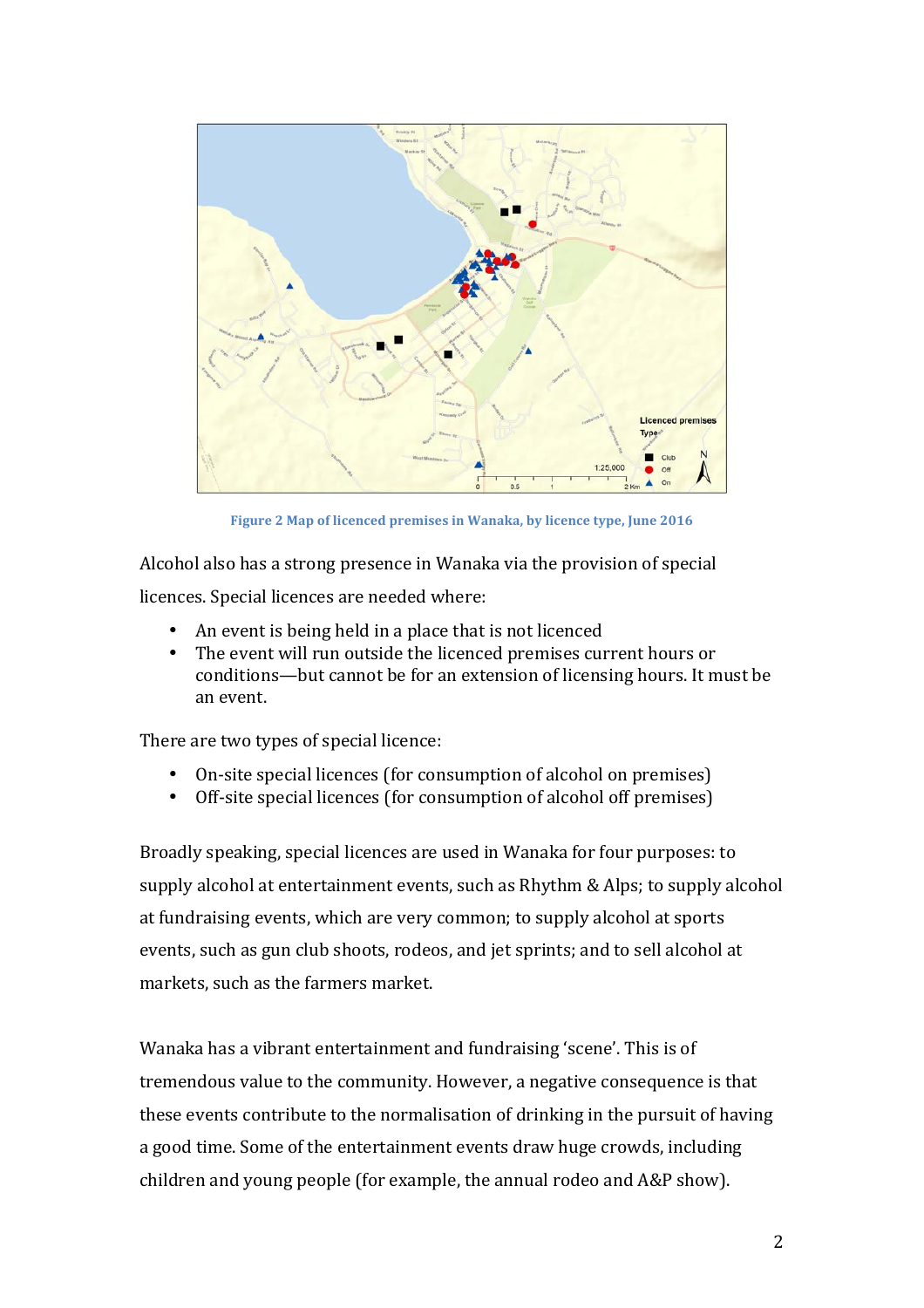Figure 2 Map of licenced premises in Wanaka, by licence type, June 2016

Alcohol also has a strong presence in Wanaka via the provision of special licences. Special licences are needed where:

- An event is being held in a place that is not licenced
- The event will run outside the licenced premises current hours or conditions—but cannot be for an extension of licensing hours. It must be an event.

There are two types of special licence:

- On-site special licences (for consumption of alcohol on premises)
- Off-site special licences (for consumption of alcohol off premises)

Broadly speaking, special licences are used in Wanaka for four purposes: to supply alcohol at entertainment events, such as Rhythm & Alps; to supply alcohol at fundraising events, which are very common; to supply alcohol at sports events, such as gun club shoots, rodeos, and jet sprints; and to sell alcohol at markets, such as the farmers market.

Wanaka has a vibrant entertainment and fundraising 'scene'. This is of tremendous value to the community. However, a negative consequence is that these events contribute to the normalisation of drinking in the pursuit of having a good time. Some of the entertainment events draw huge crowds, including children and young people (for example, the annual rodeo and A&P show).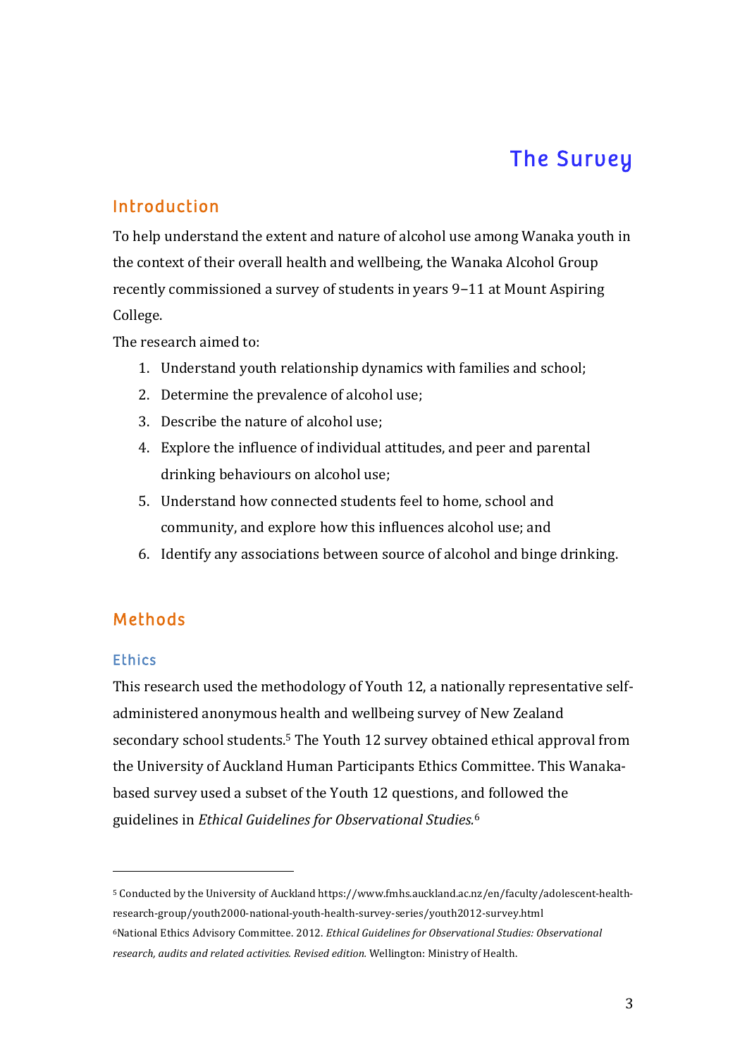# The Survey

## Introduction

To help understand the extent and nature of alcohol use among Wanaka youth in the context of their overall health and wellbeing, the Wanaka Alcohol Group recently commissioned a survey of students in years 9–11 at Mount Aspiring College.

The research aimed to:

1. Understand youth relationship dynamics with families and school;
2. Determine the prevalence of alcohol use;
3. Describe the nature of alcohol use;
4. Explore the influence of individual attitudes, and peer and parental drinking behaviours on alcohol use;
5. Understand how connected students feel to home, school and community, and explore how this influences alcohol use; and
6. Identify any associations between source of alcohol and binge drinking.

## Methods

### Ethics

This research used the methodology of Youth 12, a nationally representative self-administered anonymous health and wellbeing survey of New Zealand secondary school students.[5] The Youth 12 survey obtained ethical approval from the University of Auckland Human Participants Ethics Committee. This Wanaka-based survey used a subset of the Youth 12 questions, and followed the guidelines in *Ethical Guidelines for Observational Studies.*[6]

---

[5] Conducted by the University of Auckland https://www.fmhs.auckland.ac.nz/en/faculty/adolescent-health-research-group/youth2000-national-youth-health-survey-series/youth2012-survey.html

[6] National Ethics Advisory Committee. 2012. *Ethical Guidelines for Observational Studies: Observational research, audits and related activities. Revised edition.* Wellington: Ministry of Health.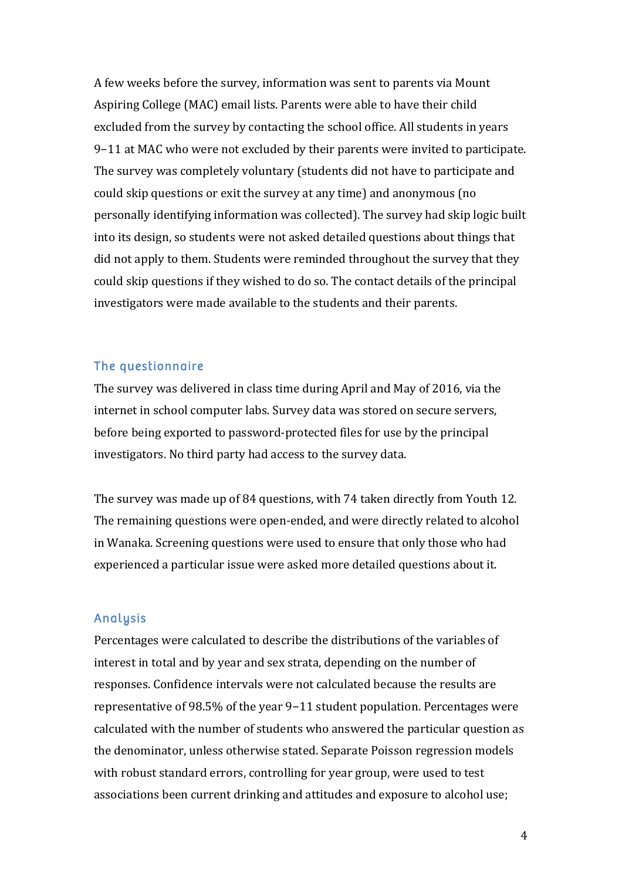A few weeks before the survey, information was sent to parents via Mount Aspiring College (MAC) email lists. Parents were able to have their child excluded from the survey by contacting the school office. All students in years 9–11 at MAC who were not excluded by their parents were invited to participate. The survey was completely voluntary (students did not have to participate and could skip questions or exit the survey at any time) and anonymous (no personally identifying information was collected). The survey had skip logic built into its design, so students were not asked detailed questions about things that did not apply to them. Students were reminded throughout the survey that they could skip questions if they wished to do so. The contact details of the principal investigators were made available to the students and their parents.

## The questionnaire

The survey was delivered in class time during April and May of 2016, via the internet in school computer labs. Survey data was stored on secure servers, before being exported to password-protected files for use by the principal investigators. No third party had access to the survey data.

The survey was made up of 84 questions, with 74 taken directly from Youth 12. The remaining questions were open-ended, and were directly related to alcohol in Wanaka. Screening questions were used to ensure that only those who had experienced a particular issue were asked more detailed questions about it.

## Analysis

Percentages were calculated to describe the distributions of the variables of interest in total and by year and sex strata, depending on the number of responses. Confidence intervals were not calculated because the results are representative of 98.5% of the year 9–11 student population. Percentages were calculated with the number of students who answered the particular question as the denominator, unless otherwise stated. Separate Poisson regression models with robust standard errors, controlling for year group, were used to test associations been current drinking and attitudes and exposure to alcohol use;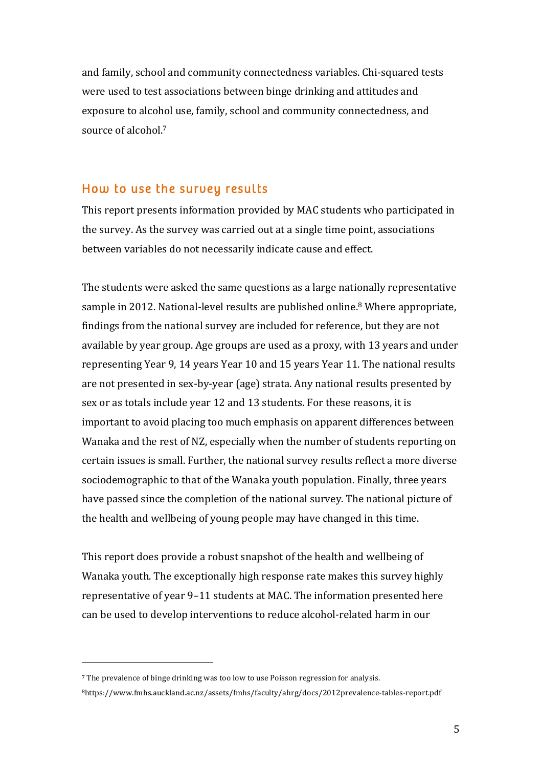and family, school and community connectedness variables. Chi-squared tests were used to test associations between binge drinking and attitudes and exposure to alcohol use, family, school and community connectedness, and source of alcohol.[7]

## How to use the survey results

This report presents information provided by MAC students who participated in the survey. As the survey was carried out at a single time point, associations between variables do not necessarily indicate cause and effect.

The students were asked the same questions as a large nationally representative sample in 2012. National-level results are published online.[8] Where appropriate, findings from the national survey are included for reference, but they are not available by year group. Age groups are used as a proxy, with 13 years and under representing Year 9, 14 years Year 10 and 15 years Year 11. The national results are not presented in sex-by-year (age) strata. Any national results presented by sex or as totals include year 12 and 13 students. For these reasons, it is important to avoid placing too much emphasis on apparent differences between Wanaka and the rest of NZ, especially when the number of students reporting on certain issues is small. Further, the national survey results reflect a more diverse sociodemographic to that of the Wanaka youth population. Finally, three years have passed since the completion of the national survey. The national picture of the health and wellbeing of young people may have changed in this time.

This report does provide a robust snapshot of the health and wellbeing of Wanaka youth. The exceptionally high response rate makes this survey highly representative of year 9–11 students at MAC. The information presented here can be used to develop interventions to reduce alcohol-related harm in our

---

[7] The prevalence of binge drinking was too low to use Poisson regression for analysis.

[8] https://www.fmhs.auckland.ac.nz/assets/fmhs/faculty/ahrg/docs/2012prevalence-tables-report.pdf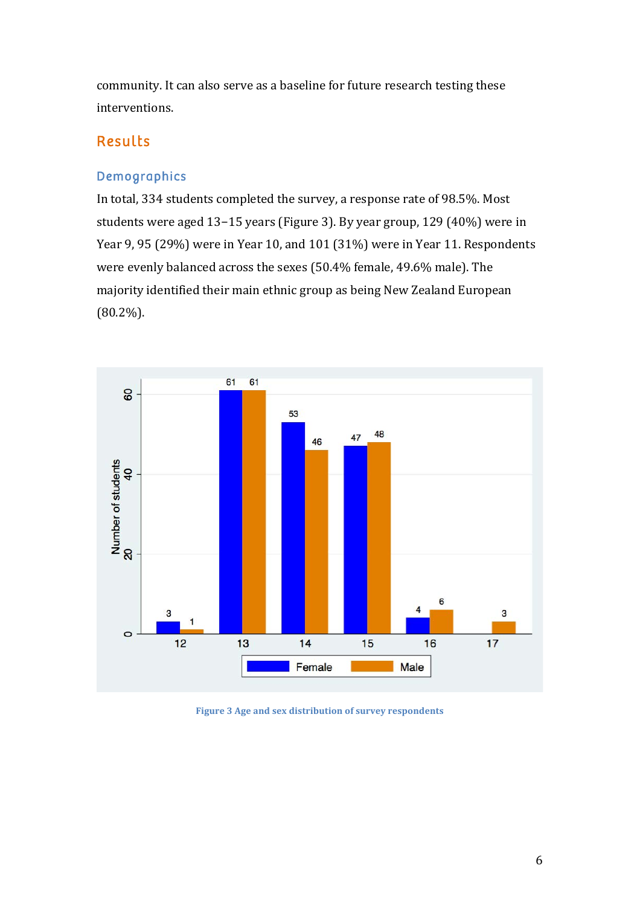community. It can also serve as a baseline for future research testing these interventions.

## Results

### Demographics

In total, 334 students completed the survey, a response rate of 98.5%. Most students were aged 13–15 years (Figure 3). By year group, 129 (40%) were in Year 9, 95 (29%) were in Year 10, and 101 (31%) were in Year 11. Respondents were evenly balanced across the sexes (50.4% female, 49.6% male). The majority identified their main ethnic group as being New Zealand European (80.2%).

Figure 3 Age and sex distribution of survey respondents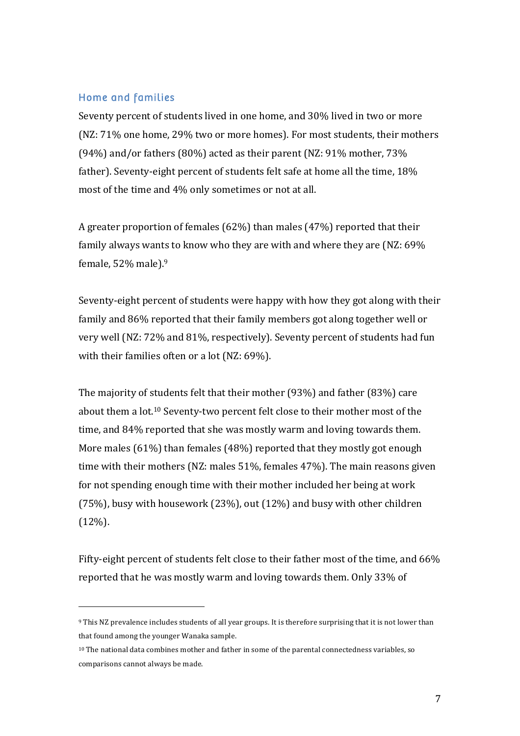## Home and families

Seventy percent of students lived in one home, and 30% lived in two or more (NZ: 71% one home, 29% two or more homes). For most students, their mothers (94%) and/or fathers (80%) acted as their parent (NZ: 91% mother, 73% father). Seventy-eight percent of students felt safe at home all the time, 18% most of the time and 4% only sometimes or not at all.

A greater proportion of females (62%) than males (47%) reported that their family always wants to know who they are with and where they are (NZ: 69% female, 52% male).[9]

Seventy-eight percent of students were happy with how they got along with their family and 86% reported that their family members got along together well or very well (NZ: 72% and 81%, respectively). Seventy percent of students had fun with their families often or a lot (NZ: 69%).

The majority of students felt that their mother (93%) and father (83%) care about them a lot.[10] Seventy-two percent felt close to their mother most of the time, and 84% reported that she was mostly warm and loving towards them. More males (61%) than females (48%) reported that they mostly got enough time with their mothers (NZ: males 51%, females 47%). The main reasons given for not spending enough time with their mother included her being at work (75%), busy with housework (23%), out (12%) and busy with other children (12%).

Fifty-eight percent of students felt close to their father most of the time, and 66% reported that he was mostly warm and loving towards them. Only 33% of

---

[9] This NZ prevalence includes students of all year groups. It is therefore surprising that it is not lower than that found among the younger Wanaka sample.

[10] The national data combines mother and father in some of the parental connectedness variables, so comparisons cannot always be made.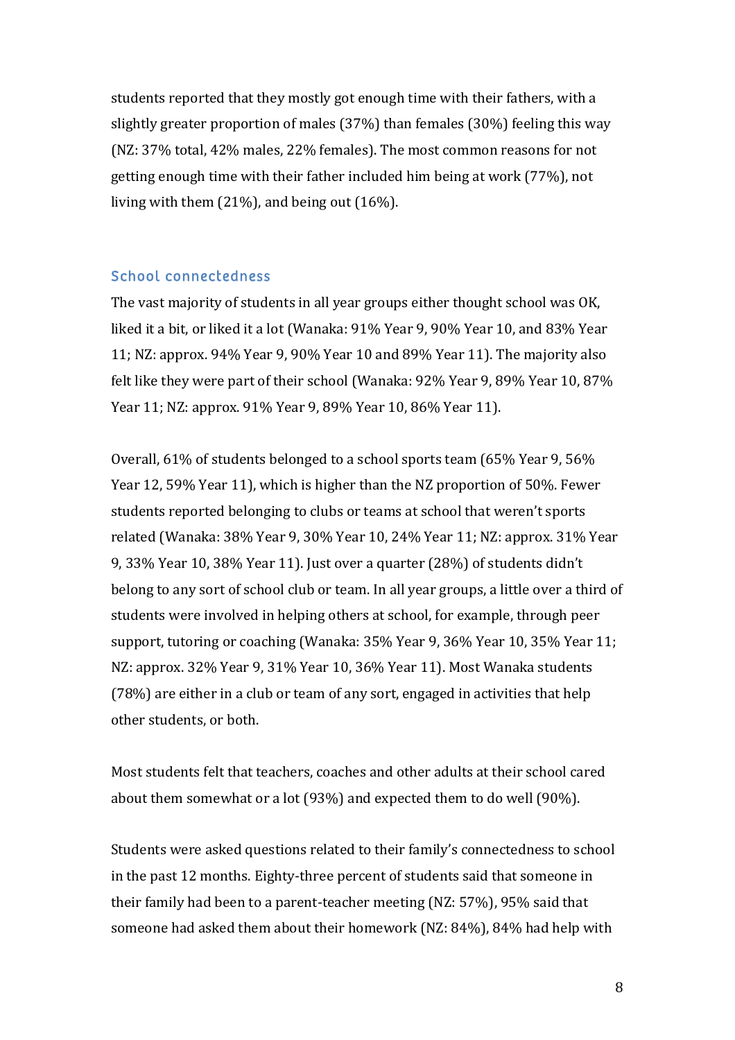students reported that they mostly got enough time with their fathers, with a slightly greater proportion of males (37%) than females (30%) feeling this way (NZ: 37% total, 42% males, 22% females). The most common reasons for not getting enough time with their father included him being at work (77%), not living with them (21%), and being out (16%).

### School connectedness

The vast majority of students in all year groups either thought school was OK, liked it a bit, or liked it a lot (Wanaka: 91% Year 9, 90% Year 10, and 83% Year 11; NZ: approx. 94% Year 9, 90% Year 10 and 89% Year 11). The majority also felt like they were part of their school (Wanaka: 92% Year 9, 89% Year 10, 87% Year 11; NZ: approx. 91% Year 9, 89% Year 10, 86% Year 11).

Overall, 61% of students belonged to a school sports team (65% Year 9, 56% Year 12, 59% Year 11), which is higher than the NZ proportion of 50%. Fewer students reported belonging to clubs or teams at school that weren't sports related (Wanaka: 38% Year 9, 30% Year 10, 24% Year 11; NZ: approx. 31% Year 9, 33% Year 10, 38% Year 11). Just over a quarter (28%) of students didn't belong to any sort of school club or team. In all year groups, a little over a third of students were involved in helping others at school, for example, through peer support, tutoring or coaching (Wanaka: 35% Year 9, 36% Year 10, 35% Year 11; NZ: approx. 32% Year 9, 31% Year 10, 36% Year 11). Most Wanaka students (78%) are either in a club or team of any sort, engaged in activities that help other students, or both.

Most students felt that teachers, coaches and other adults at their school cared about them somewhat or a lot (93%) and expected them to do well (90%).

Students were asked questions related to their family's connectedness to school in the past 12 months. Eighty-three percent of students said that someone in their family had been to a parent-teacher meeting (NZ: 57%), 95% said that someone had asked them about their homework (NZ: 84%), 84% had help with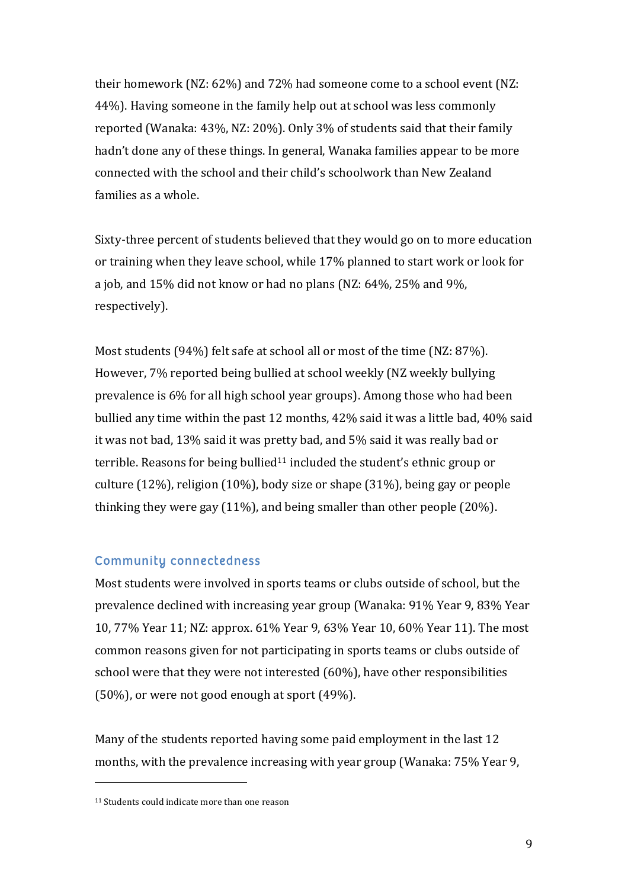their homework (NZ: 62%) and 72% had someone come to a school event (NZ: 44%). Having someone in the family help out at school was less commonly reported (Wanaka: 43%, NZ: 20%). Only 3% of students said that their family hadn't done any of these things. In general, Wanaka families appear to be more connected with the school and their child's schoolwork than New Zealand families as a whole.

Sixty-three percent of students believed that they would go on to more education or training when they leave school, while 17% planned to start work or look for a job, and 15% did not know or had no plans (NZ: 64%, 25% and 9%, respectively).

Most students (94%) felt safe at school all or most of the time (NZ: 87%). However, 7% reported being bullied at school weekly (NZ weekly bullying prevalence is 6% for all high school year groups). Among those who had been bullied any time within the past 12 months, 42% said it was a little bad, 40% said it was not bad, 13% said it was pretty bad, and 5% said it was really bad or terrible. Reasons for being bullied[11] included the student's ethnic group or culture (12%), religion (10%), body size or shape (31%), being gay or people thinking they were gay (11%), and being smaller than other people (20%).

### Community connectedness

Most students were involved in sports teams or clubs outside of school, but the prevalence declined with increasing year group (Wanaka: 91% Year 9, 83% Year 10, 77% Year 11; NZ: approx. 61% Year 9, 63% Year 10, 60% Year 11). The most common reasons given for not participating in sports teams or clubs outside of school were that they were not interested (60%), have other responsibilities (50%), or were not good enough at sport (49%).

Many of the students reported having some paid employment in the last 12 months, with the prevalence increasing with year group (Wanaka: 75% Year 9,

[11] Students could indicate more than one reason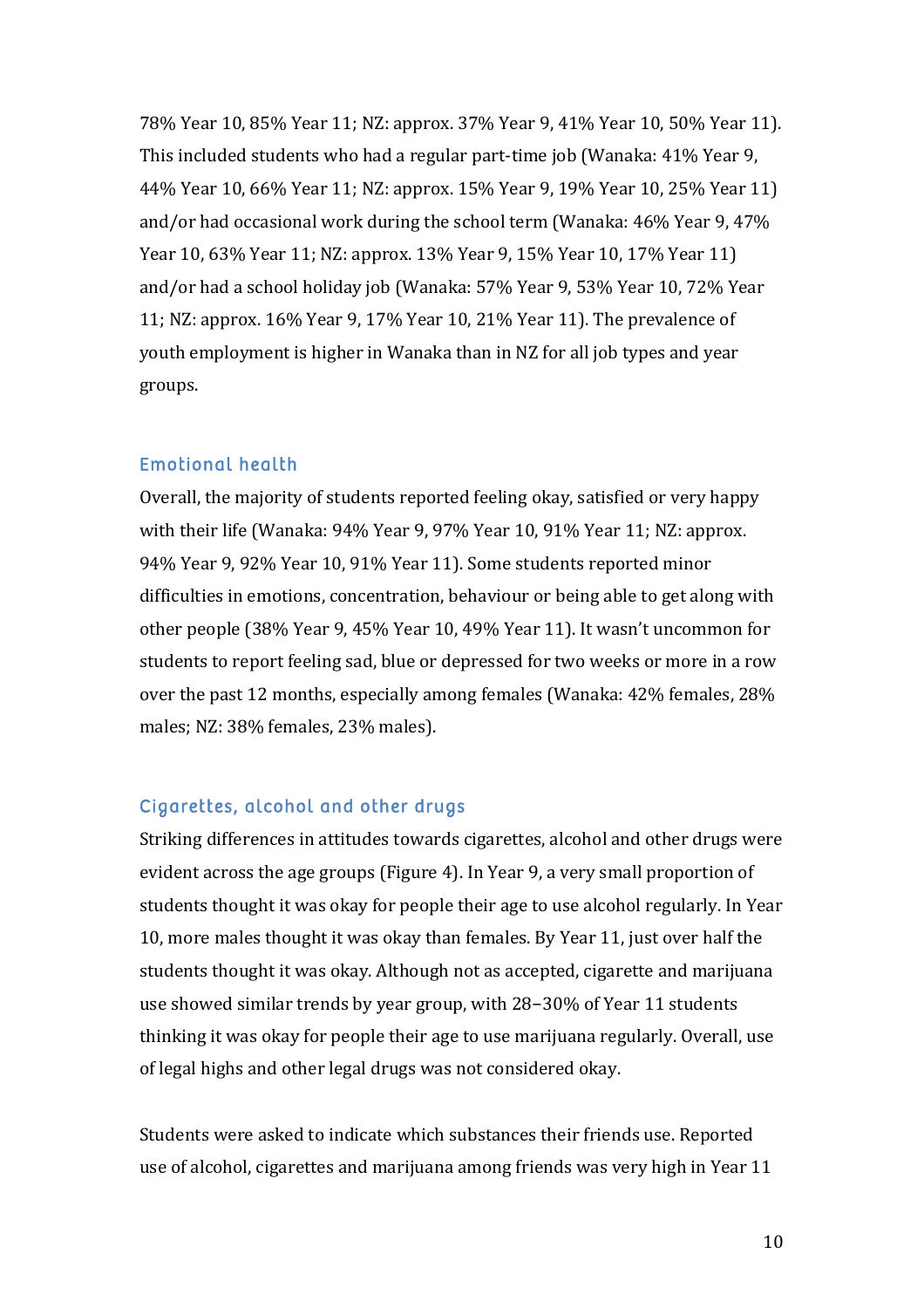78% Year 10, 85% Year 11; NZ: approx. 37% Year 9, 41% Year 10, 50% Year 11). This included students who had a regular part-time job (Wanaka: 41% Year 9, 44% Year 10, 66% Year 11; NZ: approx. 15% Year 9, 19% Year 10, 25% Year 11) and/or had occasional work during the school term (Wanaka: 46% Year 9, 47% Year 10, 63% Year 11; NZ: approx. 13% Year 9, 15% Year 10, 17% Year 11) and/or had a school holiday job (Wanaka: 57% Year 9, 53% Year 10, 72% Year 11; NZ: approx. 16% Year 9, 17% Year 10, 21% Year 11). The prevalence of youth employment is higher in Wanaka than in NZ for all job types and year groups.

### Emotional health

Overall, the majority of students reported feeling okay, satisfied or very happy with their life (Wanaka: 94% Year 9, 97% Year 10, 91% Year 11; NZ: approx. 94% Year 9, 92% Year 10, 91% Year 11). Some students reported minor difficulties in emotions, concentration, behaviour or being able to get along with other people (38% Year 9, 45% Year 10, 49% Year 11). It wasn't uncommon for students to report feeling sad, blue or depressed for two weeks or more in a row over the past 12 months, especially among females (Wanaka: 42% females, 28% males; NZ: 38% females, 23% males).

### Cigarettes, alcohol and other drugs

Striking differences in attitudes towards cigarettes, alcohol and other drugs were evident across the age groups (Figure 4). In Year 9, a very small proportion of students thought it was okay for people their age to use alcohol regularly. In Year 10, more males thought it was okay than females. By Year 11, just over half the students thought it was okay. Although not as accepted, cigarette and marijuana use showed similar trends by year group, with 28–30% of Year 11 students thinking it was okay for people their age to use marijuana regularly. Overall, use of legal highs and other legal drugs was not considered okay.

Students were asked to indicate which substances their friends use. Reported use of alcohol, cigarettes and marijuana among friends was very high in Year 11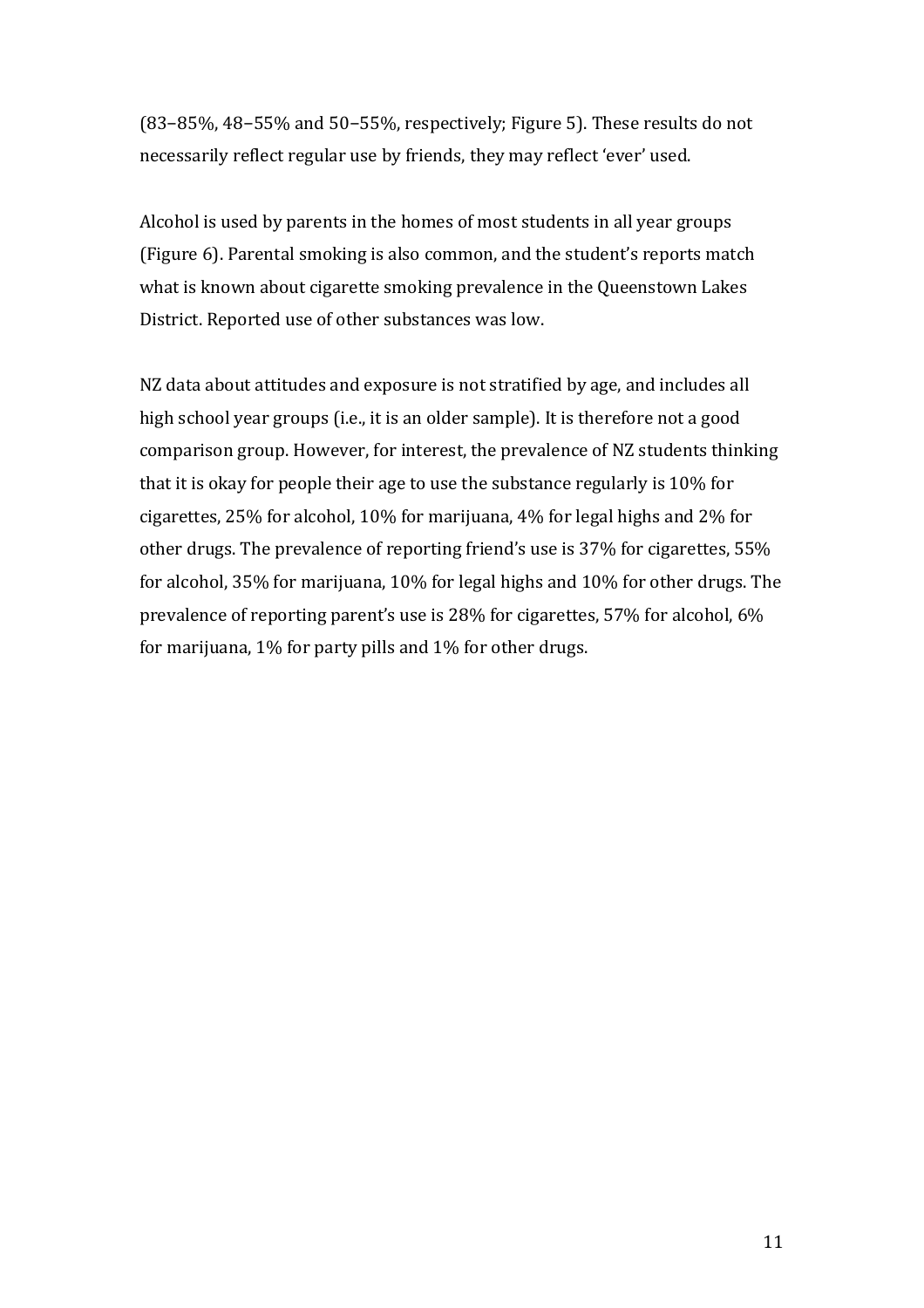(83–85%, 48–55% and 50–55%, respectively; Figure 5). These results do not necessarily reflect regular use by friends, they may reflect 'ever' used.

Alcohol is used by parents in the homes of most students in all year groups (Figure 6). Parental smoking is also common, and the student's reports match what is known about cigarette smoking prevalence in the Queenstown Lakes District. Reported use of other substances was low.

NZ data about attitudes and exposure is not stratified by age, and includes all high school year groups (i.e., it is an older sample). It is therefore not a good comparison group. However, for interest, the prevalence of NZ students thinking that it is okay for people their age to use the substance regularly is 10% for cigarettes, 25% for alcohol, 10% for marijuana, 4% for legal highs and 2% for other drugs. The prevalence of reporting friend's use is 37% for cigarettes, 55% for alcohol, 35% for marijuana, 10% for legal highs and 10% for other drugs. The prevalence of reporting parent's use is 28% for cigarettes, 57% for alcohol, 6% for marijuana, 1% for party pills and 1% for other drugs.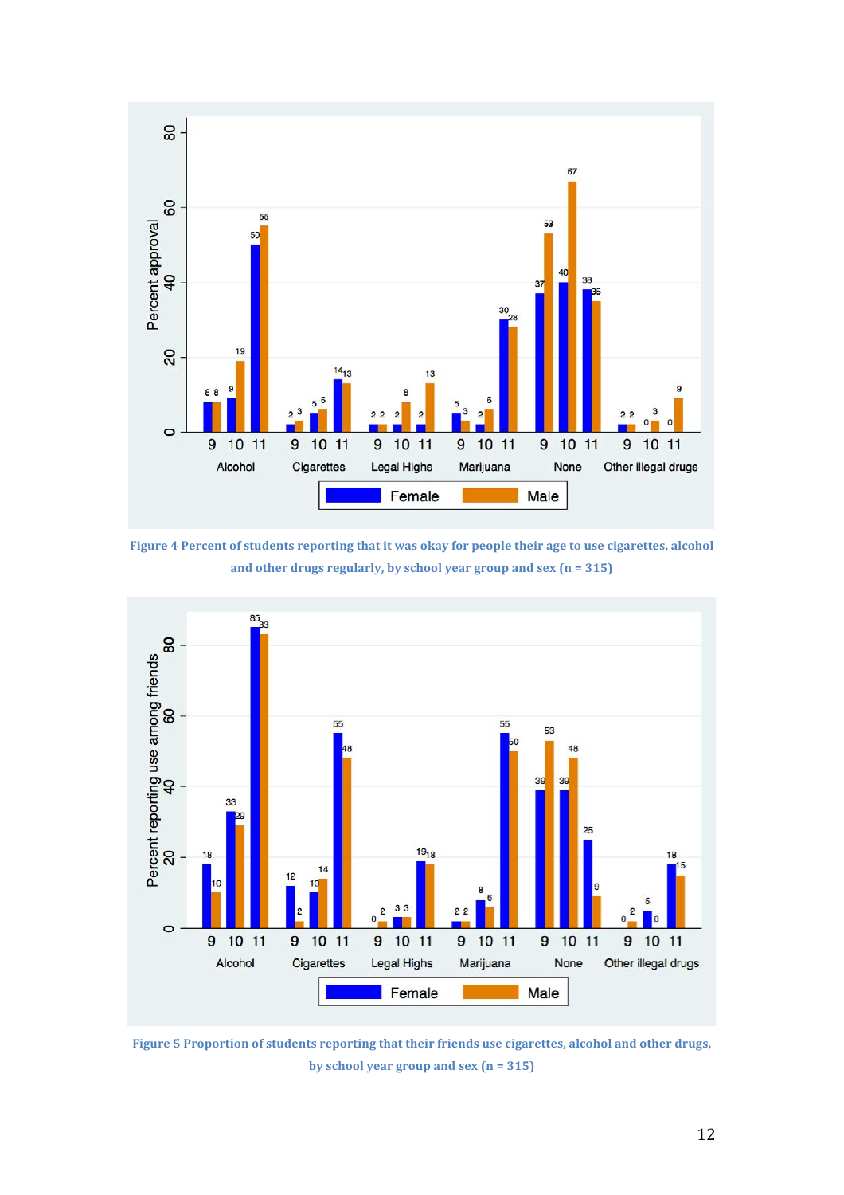Figure 4 Percent of students reporting that it was okay for people their age to use cigarettes, alcohol and other drugs regularly, by school year group and sex (n = 315)

Figure 5 Proportion of students reporting that their friends use cigarettes, alcohol and other drugs, by school year group and sex (n = 315)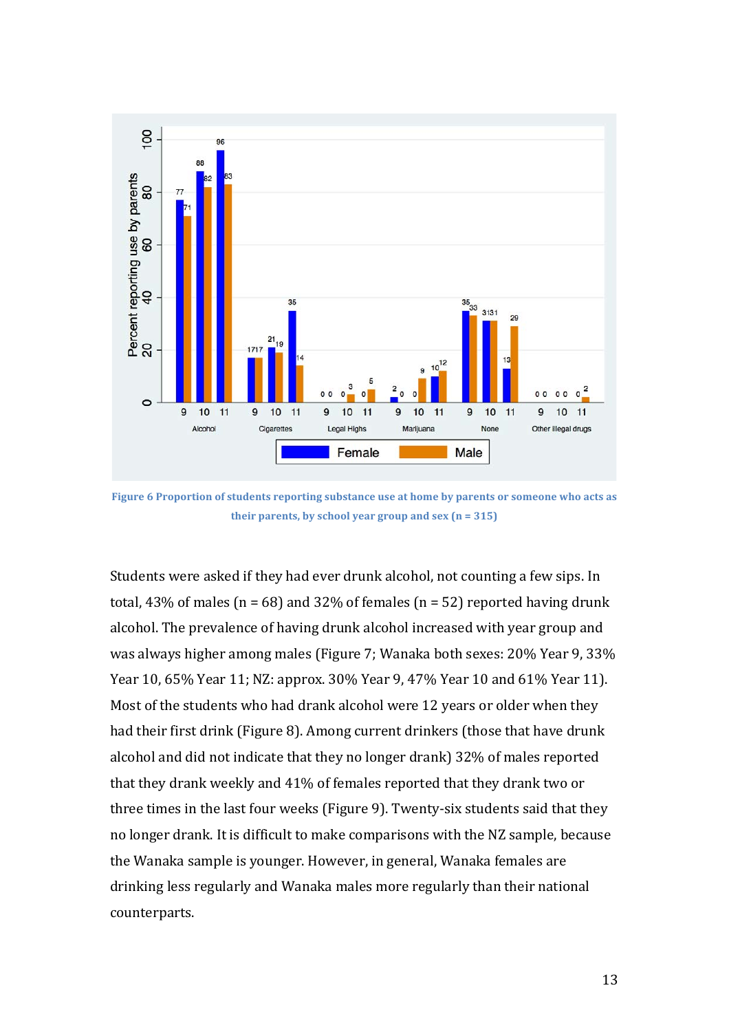Figure 6 Proportion of students reporting substance use at home by parents or someone who acts as their parents, by school year group and sex (n = 315)

Students were asked if they had ever drunk alcohol, not counting a few sips. In total, 43% of males (n = 68) and 32% of females (n = 52) reported having drunk alcohol. The prevalence of having drunk alcohol increased with year group and was always higher among males (Figure 7; Wanaka both sexes: 20% Year 9, 33% Year 10, 65% Year 11; NZ: approx. 30% Year 9, 47% Year 10 and 61% Year 11). Most of the students who had drank alcohol were 12 years or older when they had their first drink (Figure 8). Among current drinkers (those that have drunk alcohol and did not indicate that they no longer drank) 32% of males reported that they drank weekly and 41% of females reported that they drank two or three times in the last four weeks (Figure 9). Twenty-six students said that they no longer drank. It is difficult to make comparisons with the NZ sample, because the Wanaka sample is younger. However, in general, Wanaka females are drinking less regularly and Wanaka males more regularly than their national counterparts.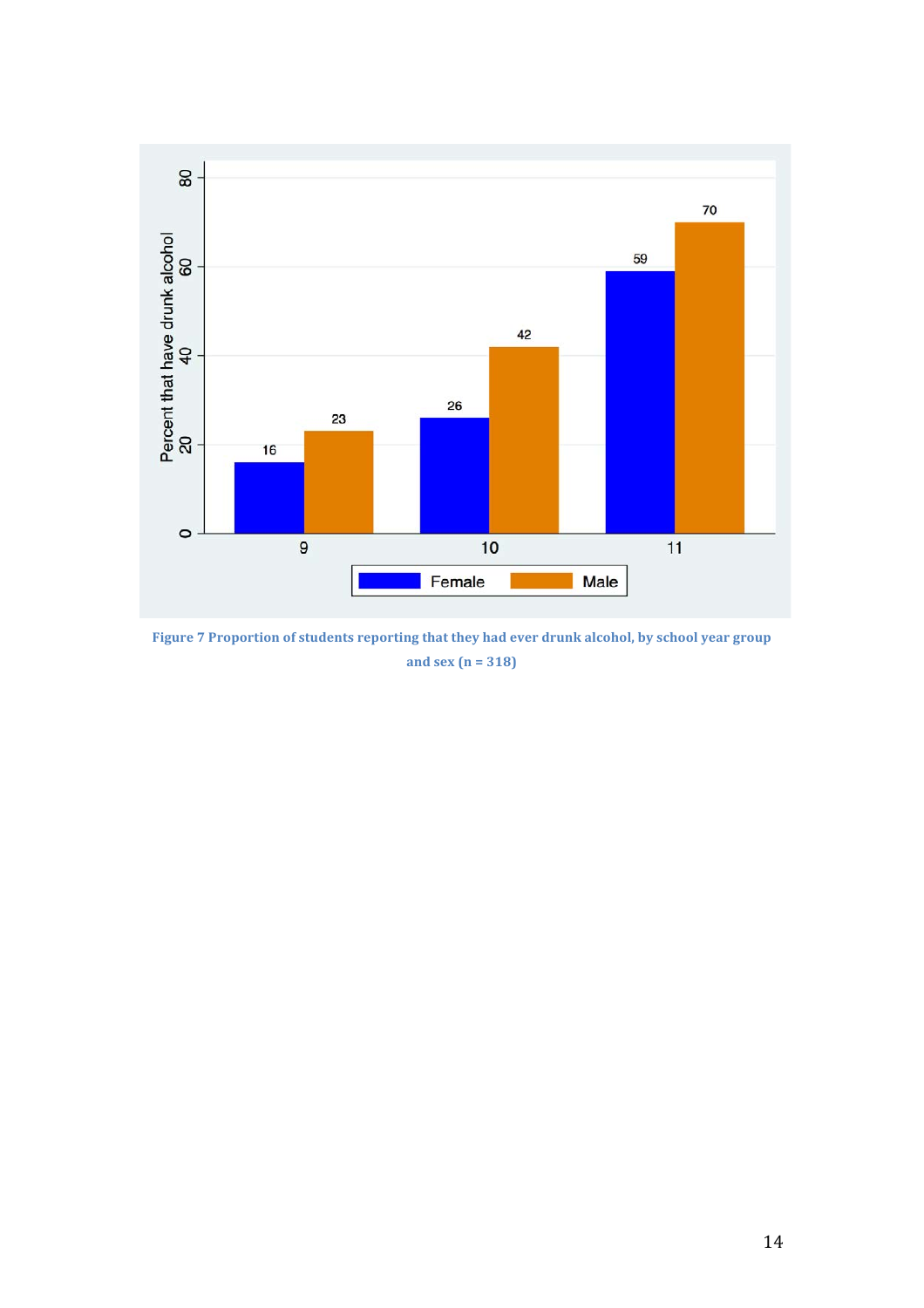Figure 7 Proportion of students reporting that they had ever drunk alcohol, by school year group and sex (n = 318)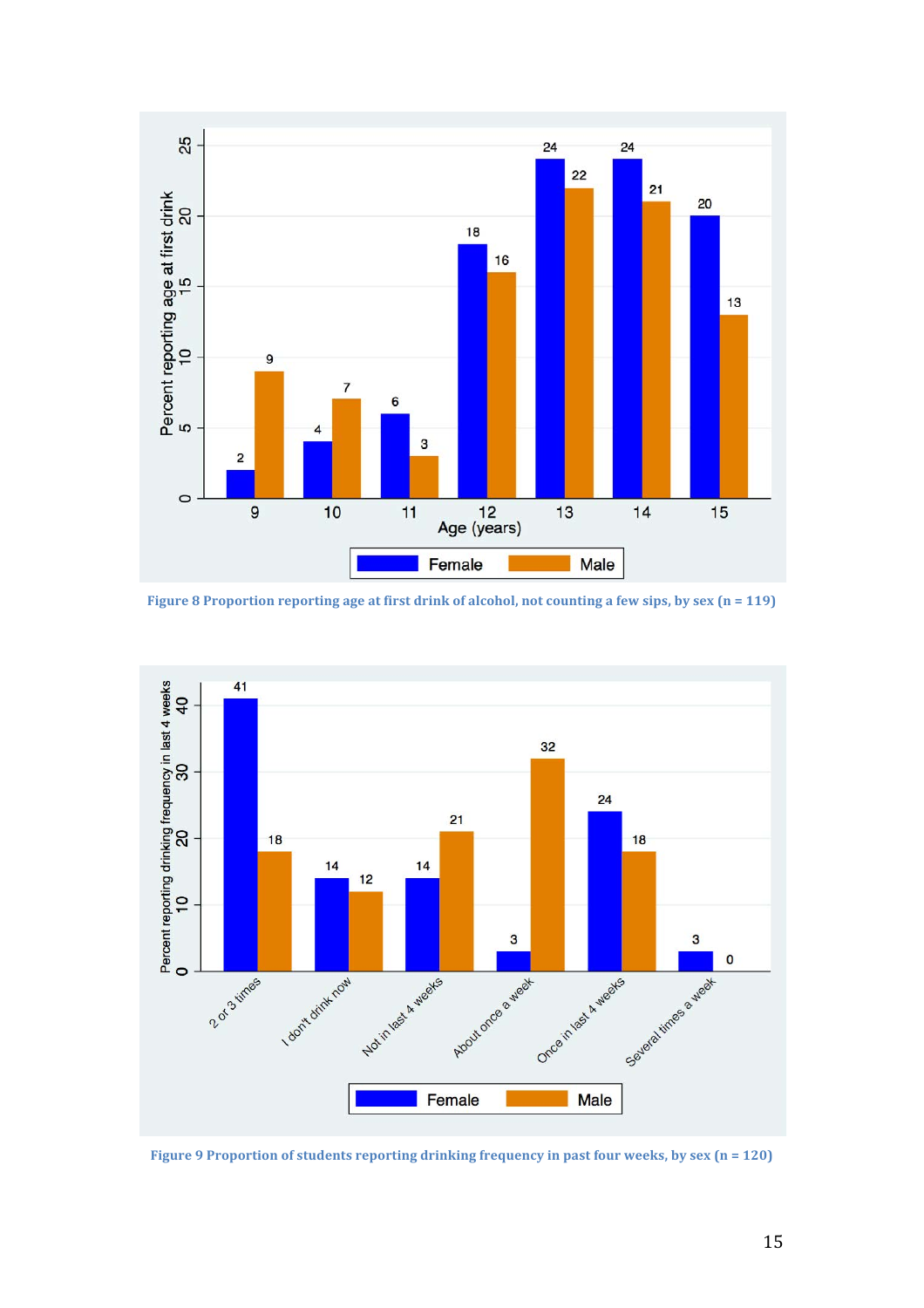Figure 8 Proportion reporting age at first drink of alcohol, not counting a few sips, by sex (n = 119)

Figure 9 Proportion of students reporting drinking frequency in past four weeks, by sex (n = 120)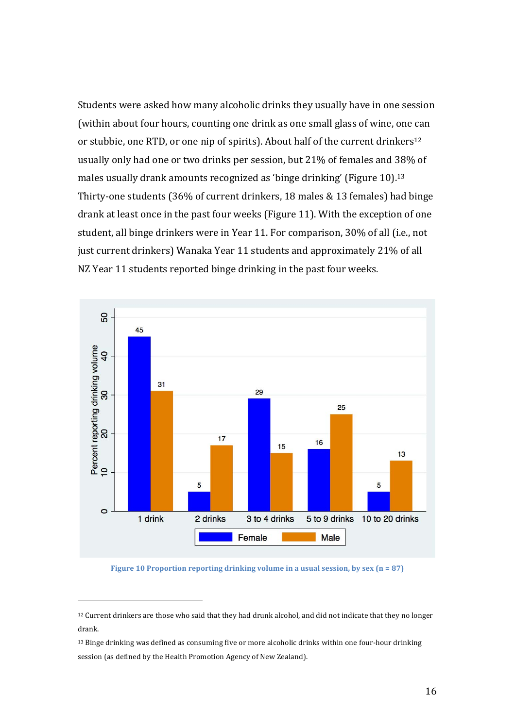Students were asked how many alcoholic drinks they usually have in one session (within about four hours, counting one drink as one small glass of wine, one can or stubbie, one RTD, or one nip of spirits). About half of the current drinkers[12] usually only had one or two drinks per session, but 21% of females and 38% of males usually drank amounts recognized as 'binge drinking' (Figure 10).[13] Thirty-one students (36% of current drinkers, 18 males & 13 females) had binge drank at least once in the past four weeks (Figure 11). With the exception of one student, all binge drinkers were in Year 11. For comparison, 30% of all (i.e., not just current drinkers) Wanaka Year 11 students and approximately 21% of all NZ Year 11 students reported binge drinking in the past four weeks.

| Drinks per session | Female (%) | Male (%) |
|---|---|---|
| 1 drink | 45 | 31 |
| 2 drinks | 5 | 17 |
| 3 to 4 drinks | 29 | 15 |
| 5 to 9 drinks | 16 | 25 |
| 10 to 20 drinks | 5 | 13 |

Figure 10 Proportion reporting drinking volume in a usual session, by sex (n = 87)

---

[12] Current drinkers are those who said that they had drunk alcohol, and did not indicate that they no longer drank.

[13] Binge drinking was defined as consuming five or more alcoholic drinks within one four-hour drinking session (as defined by the Health Promotion Agency of New Zealand).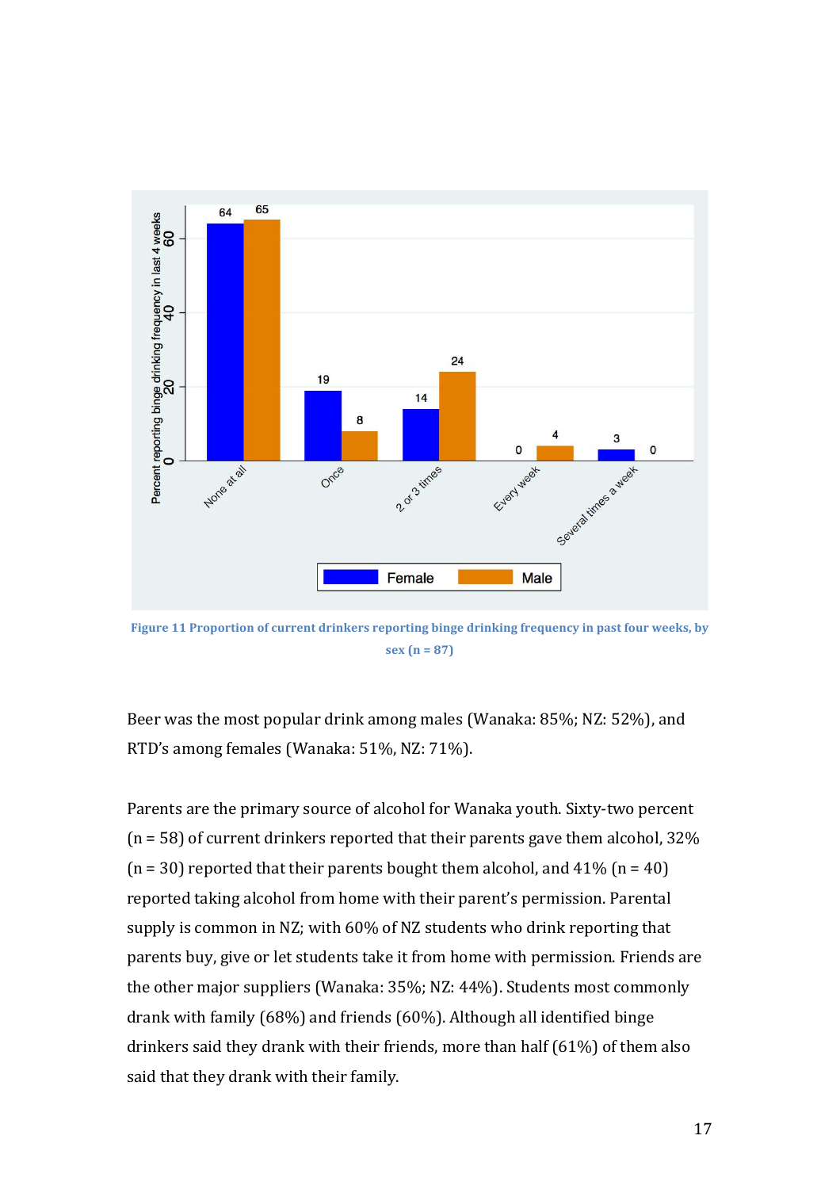Figure 11 Proportion of current drinkers reporting binge drinking frequency in past four weeks, by sex (n = 87)

Beer was the most popular drink among males (Wanaka: 85%; NZ: 52%), and RTD's among females (Wanaka: 51%, NZ: 71%).

Parents are the primary source of alcohol for Wanaka youth. Sixty-two percent (n = 58) of current drinkers reported that their parents gave them alcohol, 32% (n = 30) reported that their parents bought them alcohol, and 41% (n = 40) reported taking alcohol from home with their parent's permission. Parental supply is common in NZ; with 60% of NZ students who drink reporting that parents buy, give or let students take it from home with permission. Friends are the other major suppliers (Wanaka: 35%; NZ: 44%). Students most commonly drank with family (68%) and friends (60%). Although all identified binge drinkers said they drank with their friends, more than half (61%) of them also said that they drank with their family.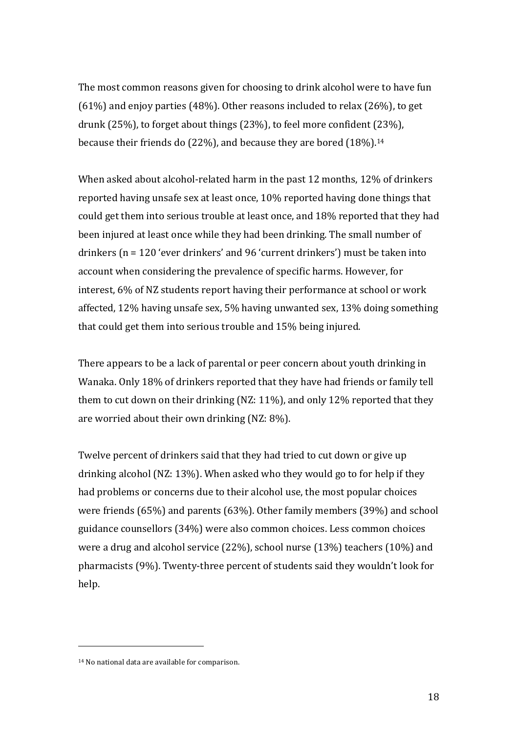The most common reasons given for choosing to drink alcohol were to have fun (61%) and enjoy parties (48%). Other reasons included to relax (26%), to get drunk (25%), to forget about things (23%), to feel more confident (23%), because their friends do (22%), and because they are bored (18%).[14]

When asked about alcohol-related harm in the past 12 months, 12% of drinkers reported having unsafe sex at least once, 10% reported having done things that could get them into serious trouble at least once, and 18% reported that they had been injured at least once while they had been drinking. The small number of drinkers (n = 120 'ever drinkers' and 96 'current drinkers') must be taken into account when considering the prevalence of specific harms. However, for interest, 6% of NZ students report having their performance at school or work affected, 12% having unsafe sex, 5% having unwanted sex, 13% doing something that could get them into serious trouble and 15% being injured.

There appears to be a lack of parental or peer concern about youth drinking in Wanaka. Only 18% of drinkers reported that they have had friends or family tell them to cut down on their drinking (NZ: 11%), and only 12% reported that they are worried about their own drinking (NZ: 8%).

Twelve percent of drinkers said that they had tried to cut down or give up drinking alcohol (NZ: 13%). When asked who they would go to for help if they had problems or concerns due to their alcohol use, the most popular choices were friends (65%) and parents (63%). Other family members (39%) and school guidance counsellors (34%) were also common choices. Less common choices were a drug and alcohol service (22%), school nurse (13%) teachers (10%) and pharmacists (9%). Twenty-three percent of students said they wouldn't look for help.

---

[14] No national data are available for comparison.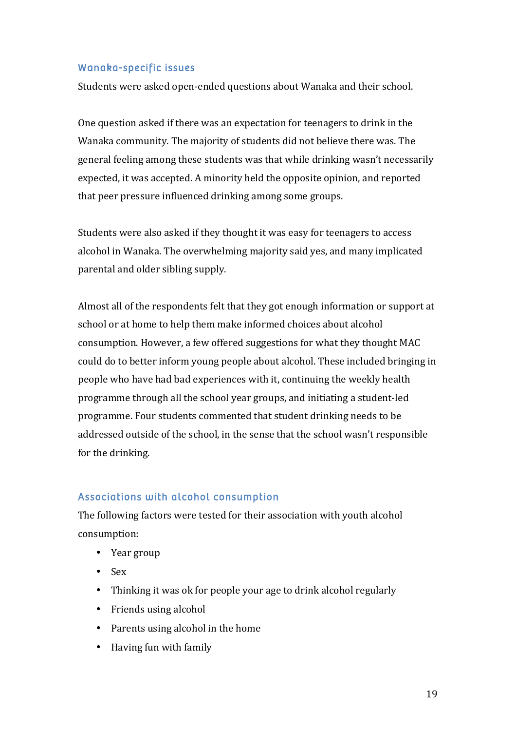## Wanaka-specific issues

Students were asked open-ended questions about Wanaka and their school.

One question asked if there was an expectation for teenagers to drink in the Wanaka community. The majority of students did not believe there was. The general feeling among these students was that while drinking wasn't necessarily expected, it was accepted. A minority held the opposite opinion, and reported that peer pressure influenced drinking among some groups.

Students were also asked if they thought it was easy for teenagers to access alcohol in Wanaka. The overwhelming majority said yes, and many implicated parental and older sibling supply.

Almost all of the respondents felt that they got enough information or support at school or at home to help them make informed choices about alcohol consumption. However, a few offered suggestions for what they thought MAC could do to better inform young people about alcohol. These included bringing in people who have had bad experiences with it, continuing the weekly health programme through all the school year groups, and initiating a student-led programme. Four students commented that student drinking needs to be addressed outside of the school, in the sense that the school wasn't responsible for the drinking.

## Associations with alcohol consumption

The following factors were tested for their association with youth alcohol consumption:

- Year group
- Sex
- Thinking it was ok for people your age to drink alcohol regularly
- Friends using alcohol
- Parents using alcohol in the home
- Having fun with family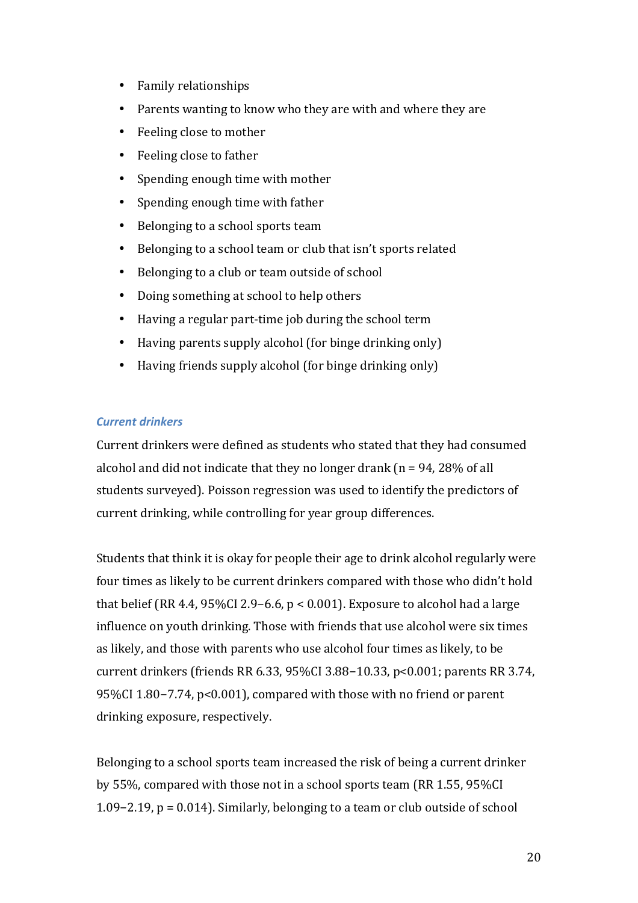- Family relationships
- Parents wanting to know who they are with and where they are
- Feeling close to mother
- Feeling close to father
- Spending enough time with mother
- Spending enough time with father
- Belonging to a school sports team
- Belonging to a school team or club that isn't sports related
- Belonging to a club or team outside of school
- Doing something at school to help others
- Having a regular part-time job during the school term
- Having parents supply alcohol (for binge drinking only)
- Having friends supply alcohol (for binge drinking only)

### *Current drinkers*

Current drinkers were defined as students who stated that they had consumed alcohol and did not indicate that they no longer drank (n = 94, 28% of all students surveyed). Poisson regression was used to identify the predictors of current drinking, while controlling for year group differences.

Students that think it is okay for people their age to drink alcohol regularly were four times as likely to be current drinkers compared with those who didn't hold that belief (RR 4.4, 95%CI 2.9–6.6, $p < 0.001$). Exposure to alcohol had a large influence on youth drinking. Those with friends that use alcohol were six times as likely, and those with parents who use alcohol four times as likely, to be current drinkers (friends RR 6.33, 95%CI 3.88–10.33, $p<0.001$; parents RR 3.74, 95%CI 1.80–7.74, $p<0.001$), compared with those with no friend or parent drinking exposure, respectively.

Belonging to a school sports team increased the risk of being a current drinker by 55%, compared with those not in a school sports team (RR 1.55, 95%CI 1.09–2.19, $p = 0.014$). Similarly, belonging to a team or club outside of school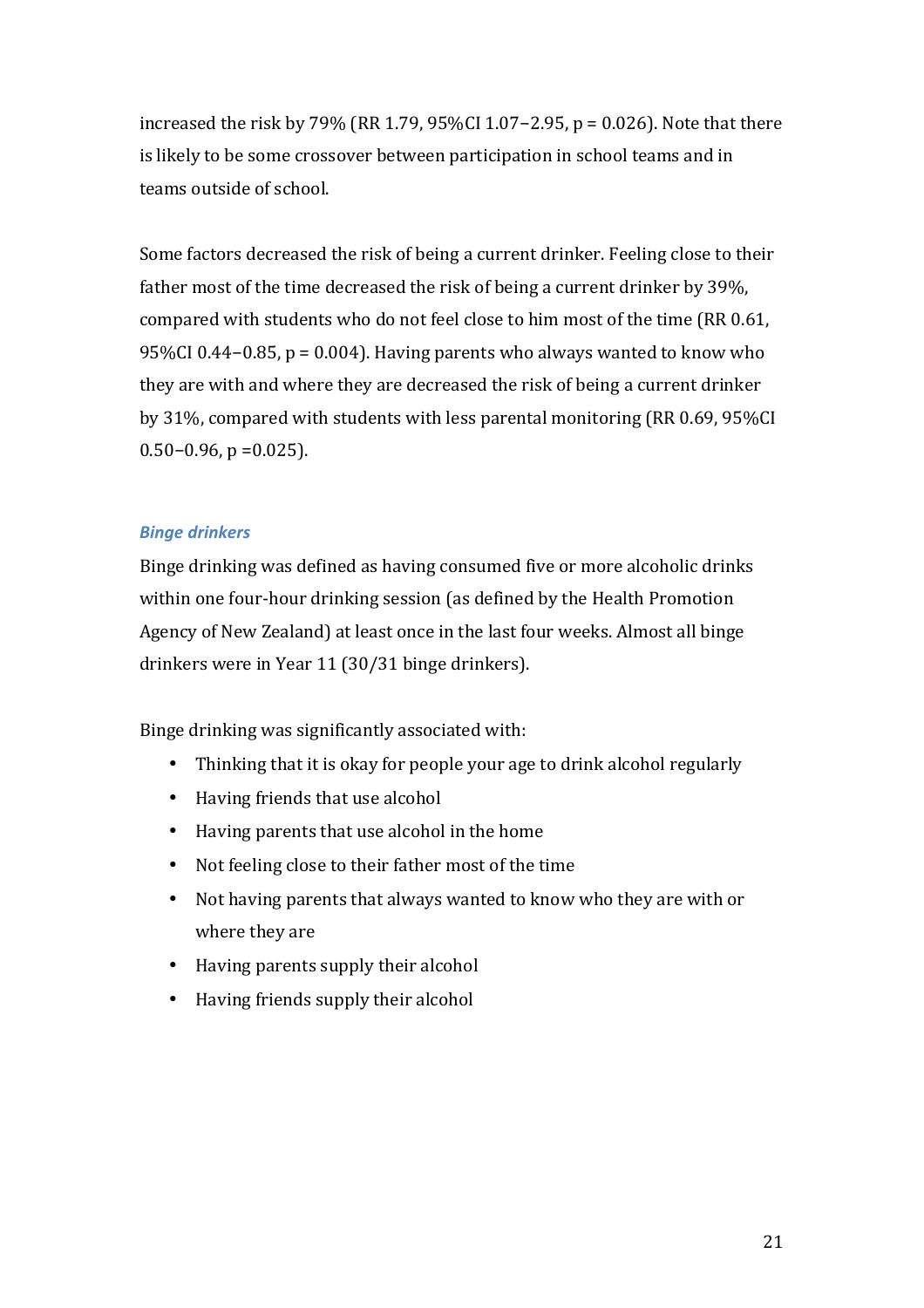increased the risk by 79% (RR 1.79, 95%CI 1.07–2.95, p = 0.026). Note that there is likely to be some crossover between participation in school teams and in teams outside of school.

Some factors decreased the risk of being a current drinker. Feeling close to their father most of the time decreased the risk of being a current drinker by 39%, compared with students who do not feel close to him most of the time (RR 0.61, 95%CI 0.44–0.85, p = 0.004). Having parents who always wanted to know who they are with and where they are decreased the risk of being a current drinker by 31%, compared with students with less parental monitoring (RR 0.69, 95%CI 0.50–0.96, p =0.025).

### *Binge drinkers*

Binge drinking was defined as having consumed five or more alcoholic drinks within one four-hour drinking session (as defined by the Health Promotion Agency of New Zealand) at least once in the last four weeks. Almost all binge drinkers were in Year 11 (30/31 binge drinkers).

Binge drinking was significantly associated with:

- Thinking that it is okay for people your age to drink alcohol regularly
- Having friends that use alcohol
- Having parents that use alcohol in the home
- Not feeling close to their father most of the time
- Not having parents that always wanted to know who they are with or where they are
- Having parents supply their alcohol
- Having friends supply their alcohol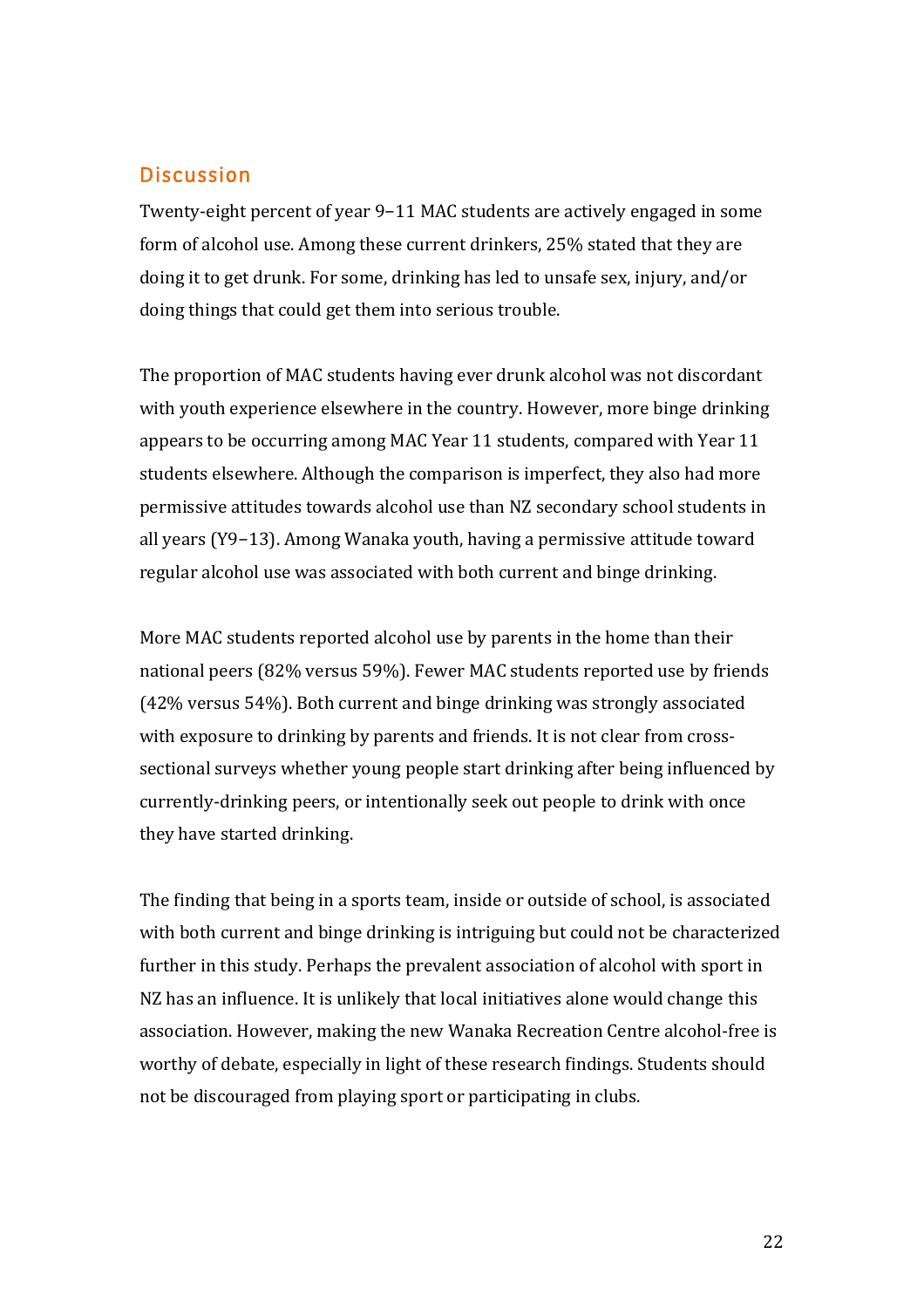## Discussion

Twenty-eight percent of year 9–11 MAC students are actively engaged in some form of alcohol use. Among these current drinkers, 25% stated that they are doing it to get drunk. For some, drinking has led to unsafe sex, injury, and/or doing things that could get them into serious trouble.

The proportion of MAC students having ever drunk alcohol was not discordant with youth experience elsewhere in the country. However, more binge drinking appears to be occurring among MAC Year 11 students, compared with Year 11 students elsewhere. Although the comparison is imperfect, they also had more permissive attitudes towards alcohol use than NZ secondary school students in all years (Y9–13). Among Wanaka youth, having a permissive attitude toward regular alcohol use was associated with both current and binge drinking.

More MAC students reported alcohol use by parents in the home than their national peers (82% versus 59%). Fewer MAC students reported use by friends (42% versus 54%). Both current and binge drinking was strongly associated with exposure to drinking by parents and friends. It is not clear from cross-sectional surveys whether young people start drinking after being influenced by currently-drinking peers, or intentionally seek out people to drink with once they have started drinking.

The finding that being in a sports team, inside or outside of school, is associated with both current and binge drinking is intriguing but could not be characterized further in this study. Perhaps the prevalent association of alcohol with sport in NZ has an influence. It is unlikely that local initiatives alone would change this association. However, making the new Wanaka Recreation Centre alcohol-free is worthy of debate, especially in light of these research findings. Students should not be discouraged from playing sport or participating in clubs.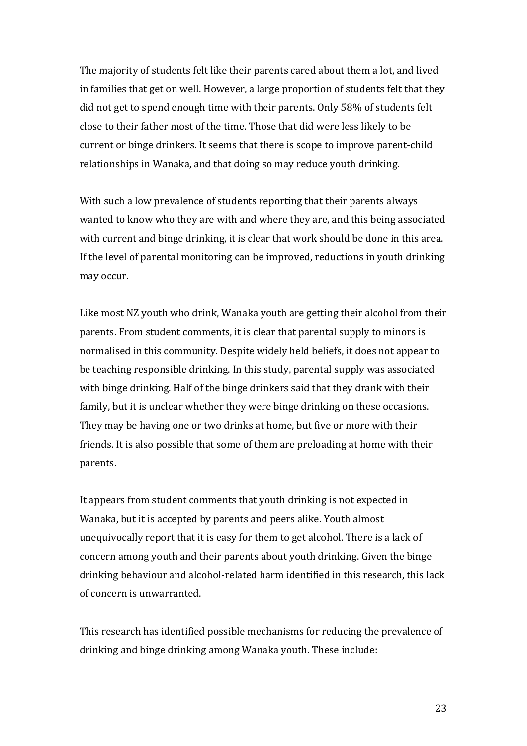The majority of students felt like their parents cared about them a lot, and lived in families that get on well. However, a large proportion of students felt that they did not get to spend enough time with their parents. Only 58% of students felt close to their father most of the time. Those that did were less likely to be current or binge drinkers. It seems that there is scope to improve parent-child relationships in Wanaka, and that doing so may reduce youth drinking.

With such a low prevalence of students reporting that their parents always wanted to know who they are with and where they are, and this being associated with current and binge drinking, it is clear that work should be done in this area. If the level of parental monitoring can be improved, reductions in youth drinking may occur.

Like most NZ youth who drink, Wanaka youth are getting their alcohol from their parents. From student comments, it is clear that parental supply to minors is normalised in this community. Despite widely held beliefs, it does not appear to be teaching responsible drinking. In this study, parental supply was associated with binge drinking. Half of the binge drinkers said that they drank with their family, but it is unclear whether they were binge drinking on these occasions. They may be having one or two drinks at home, but five or more with their friends. It is also possible that some of them are preloading at home with their parents.

It appears from student comments that youth drinking is not expected in Wanaka, but it is accepted by parents and peers alike. Youth almost unequivocally report that it is easy for them to get alcohol. There is a lack of concern among youth and their parents about youth drinking. Given the binge drinking behaviour and alcohol-related harm identified in this research, this lack of concern is unwarranted.

This research has identified possible mechanisms for reducing the prevalence of drinking and binge drinking among Wanaka youth. These include: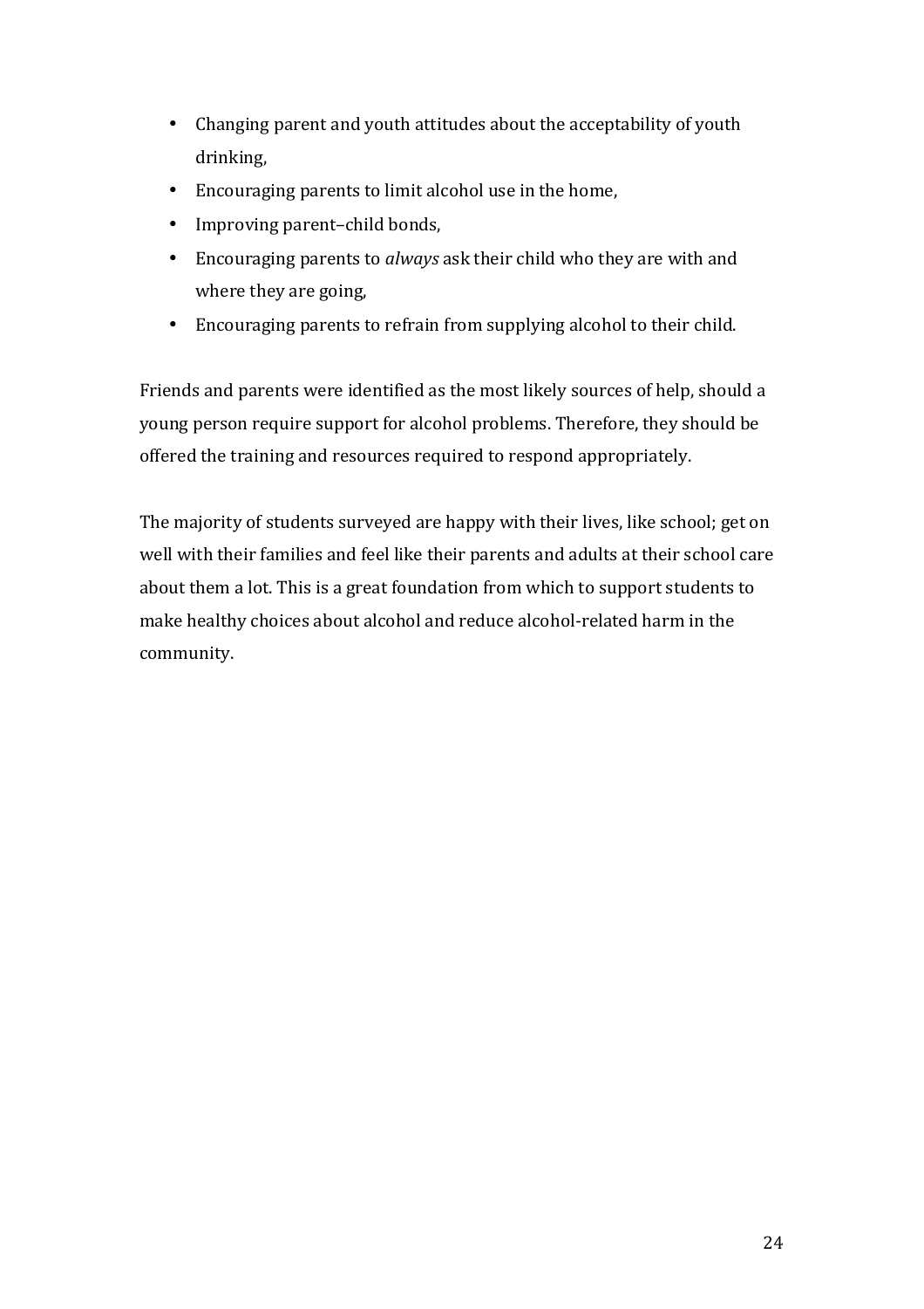- Changing parent and youth attitudes about the acceptability of youth drinking,
- Encouraging parents to limit alcohol use in the home,
- Improving parent–child bonds,
- Encouraging parents to *always* ask their child who they are with and where they are going,
- Encouraging parents to refrain from supplying alcohol to their child.

Friends and parents were identified as the most likely sources of help, should a young person require support for alcohol problems. Therefore, they should be offered the training and resources required to respond appropriately.

The majority of students surveyed are happy with their lives, like school; get on well with their families and feel like their parents and adults at their school care about them a lot. This is a great foundation from which to support students to make healthy choices about alcohol and reduce alcohol-related harm in the community.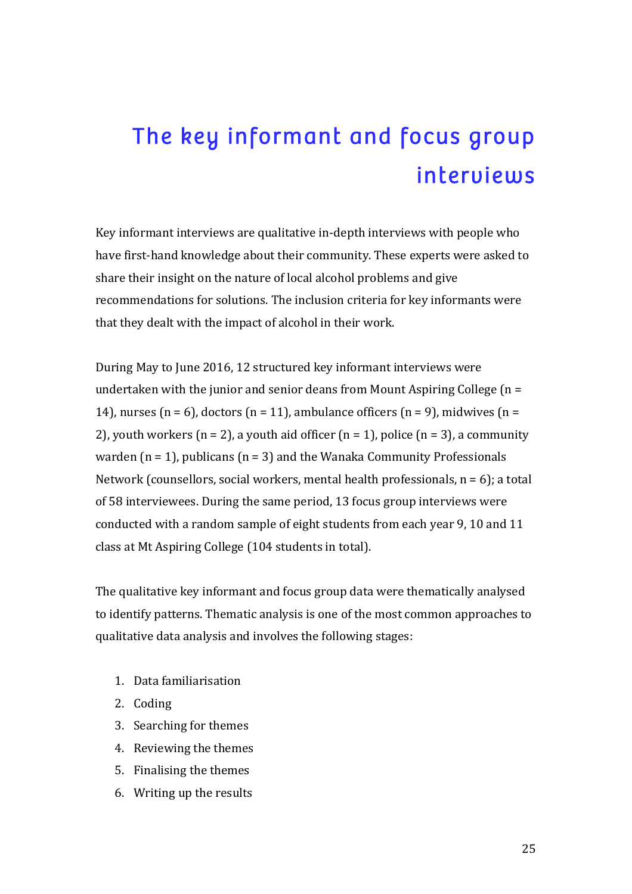# The key informant and focus group interviews

Key informant interviews are qualitative in-depth interviews with people who have first-hand knowledge about their community. These experts were asked to share their insight on the nature of local alcohol problems and give recommendations for solutions. The inclusion criteria for key informants were that they dealt with the impact of alcohol in their work.

During May to June 2016, 12 structured key informant interviews were undertaken with the junior and senior deans from Mount Aspiring College (n = 14), nurses (n = 6), doctors (n = 11), ambulance officers (n = 9), midwives (n = 2), youth workers (n = 2), a youth aid officer (n = 1), police (n = 3), a community warden (n = 1), publicans (n = 3) and the Wanaka Community Professionals Network (counsellors, social workers, mental health professionals, n = 6); a total of 58 interviewees. During the same period, 13 focus group interviews were conducted with a random sample of eight students from each year 9, 10 and 11 class at Mt Aspiring College (104 students in total).

The qualitative key informant and focus group data were thematically analysed to identify patterns. Thematic analysis is one of the most common approaches to qualitative data analysis and involves the following stages:

1. Data familiarisation
2. Coding
3. Searching for themes
4. Reviewing the themes
5. Finalising the themes
6. Writing up the results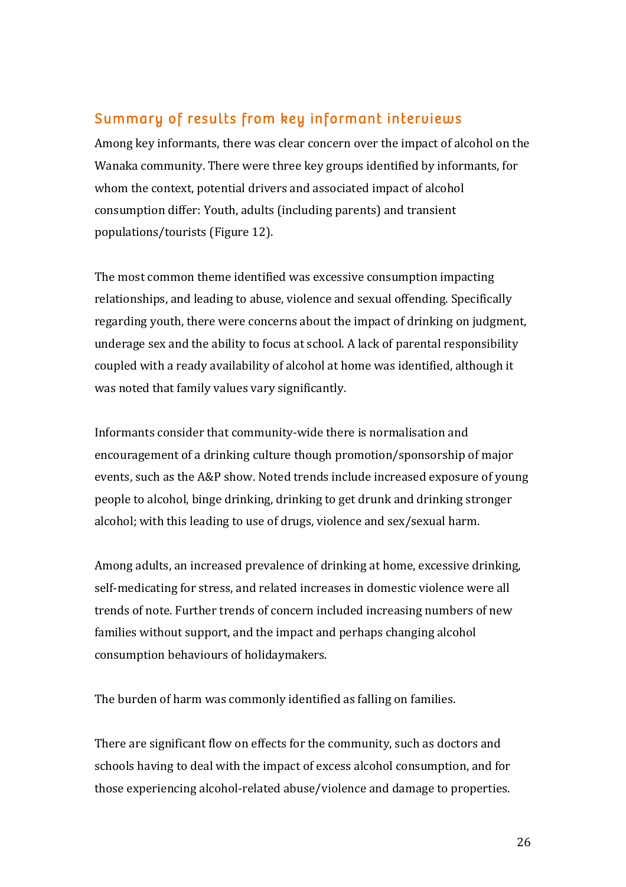## Summary of results from key informant interviews

Among key informants, there was clear concern over the impact of alcohol on the Wanaka community. There were three key groups identified by informants, for whom the context, potential drivers and associated impact of alcohol consumption differ: Youth, adults (including parents) and transient populations/tourists (Figure 12).

The most common theme identified was excessive consumption impacting relationships, and leading to abuse, violence and sexual offending. Specifically regarding youth, there were concerns about the impact of drinking on judgment, underage sex and the ability to focus at school. A lack of parental responsibility coupled with a ready availability of alcohol at home was identified, although it was noted that family values vary significantly.

Informants consider that community-wide there is normalisation and encouragement of a drinking culture though promotion/sponsorship of major events, such as the A&P show. Noted trends include increased exposure of young people to alcohol, binge drinking, drinking to get drunk and drinking stronger alcohol; with this leading to use of drugs, violence and sex/sexual harm.

Among adults, an increased prevalence of drinking at home, excessive drinking, self-medicating for stress, and related increases in domestic violence were all trends of note. Further trends of concern included increasing numbers of new families without support, and the impact and perhaps changing alcohol consumption behaviours of holidaymakers.

The burden of harm was commonly identified as falling on families.

There are significant flow on effects for the community, such as doctors and schools having to deal with the impact of excess alcohol consumption, and for those experiencing alcohol-related abuse/violence and damage to properties.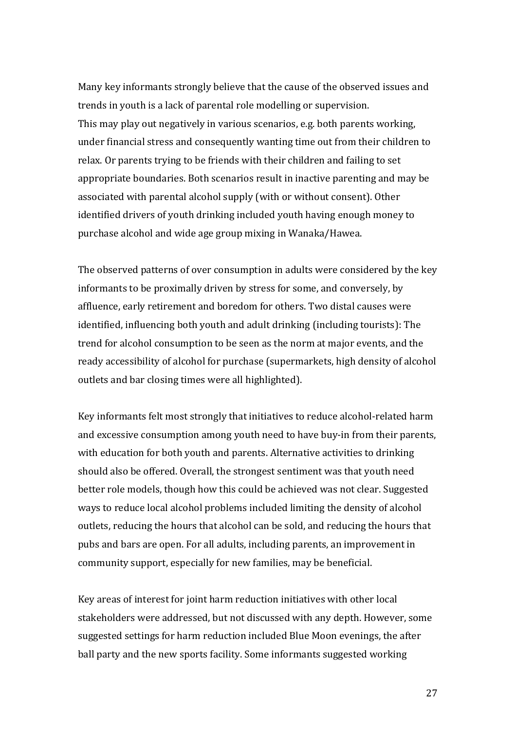Many key informants strongly believe that the cause of the observed issues and trends in youth is a lack of parental role modelling or supervision.
This may play out negatively in various scenarios, e.g. both parents working, under financial stress and consequently wanting time out from their children to relax. Or parents trying to be friends with their children and failing to set appropriate boundaries. Both scenarios result in inactive parenting and may be associated with parental alcohol supply (with or without consent). Other identified drivers of youth drinking included youth having enough money to purchase alcohol and wide age group mixing in Wanaka/Hawea.

The observed patterns of over consumption in adults were considered by the key informants to be proximally driven by stress for some, and conversely, by affluence, early retirement and boredom for others. Two distal causes were identified, influencing both youth and adult drinking (including tourists): The trend for alcohol consumption to be seen as the norm at major events, and the ready accessibility of alcohol for purchase (supermarkets, high density of alcohol outlets and bar closing times were all highlighted).

Key informants felt most strongly that initiatives to reduce alcohol-related harm and excessive consumption among youth need to have buy-in from their parents, with education for both youth and parents. Alternative activities to drinking should also be offered. Overall, the strongest sentiment was that youth need better role models, though how this could be achieved was not clear. Suggested ways to reduce local alcohol problems included limiting the density of alcohol outlets, reducing the hours that alcohol can be sold, and reducing the hours that pubs and bars are open. For all adults, including parents, an improvement in community support, especially for new families, may be beneficial.

Key areas of interest for joint harm reduction initiatives with other local stakeholders were addressed, but not discussed with any depth. However, some suggested settings for harm reduction included Blue Moon evenings, the after ball party and the new sports facility. Some informants suggested working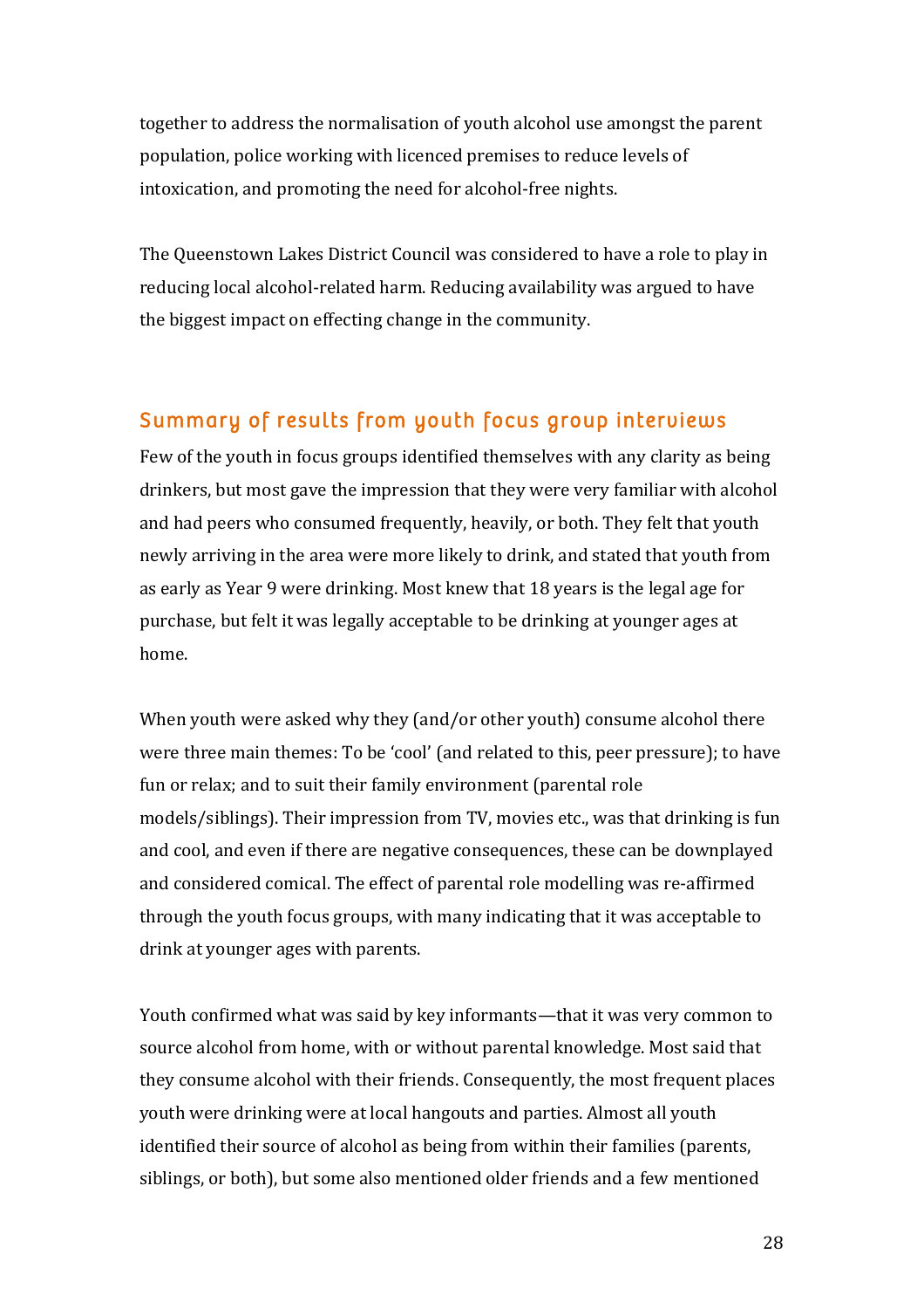together to address the normalisation of youth alcohol use amongst the parent population, police working with licenced premises to reduce levels of intoxication, and promoting the need for alcohol-free nights.

The Queenstown Lakes District Council was considered to have a role to play in reducing local alcohol-related harm. Reducing availability was argued to have the biggest impact on effecting change in the community.

## Summary of results from youth focus group interviews

Few of the youth in focus groups identified themselves with any clarity as being drinkers, but most gave the impression that they were very familiar with alcohol and had peers who consumed frequently, heavily, or both. They felt that youth newly arriving in the area were more likely to drink, and stated that youth from as early as Year 9 were drinking. Most knew that 18 years is the legal age for purchase, but felt it was legally acceptable to be drinking at younger ages at home.

When youth were asked why they (and/or other youth) consume alcohol there were three main themes: To be 'cool' (and related to this, peer pressure); to have fun or relax; and to suit their family environment (parental role models/siblings). Their impression from TV, movies etc., was that drinking is fun and cool, and even if there are negative consequences, these can be downplayed and considered comical. The effect of parental role modelling was re-affirmed through the youth focus groups, with many indicating that it was acceptable to drink at younger ages with parents.

Youth confirmed what was said by key informants—that it was very common to source alcohol from home, with or without parental knowledge. Most said that they consume alcohol with their friends. Consequently, the most frequent places youth were drinking were at local hangouts and parties. Almost all youth identified their source of alcohol as being from within their families (parents, siblings, or both), but some also mentioned older friends and a few mentioned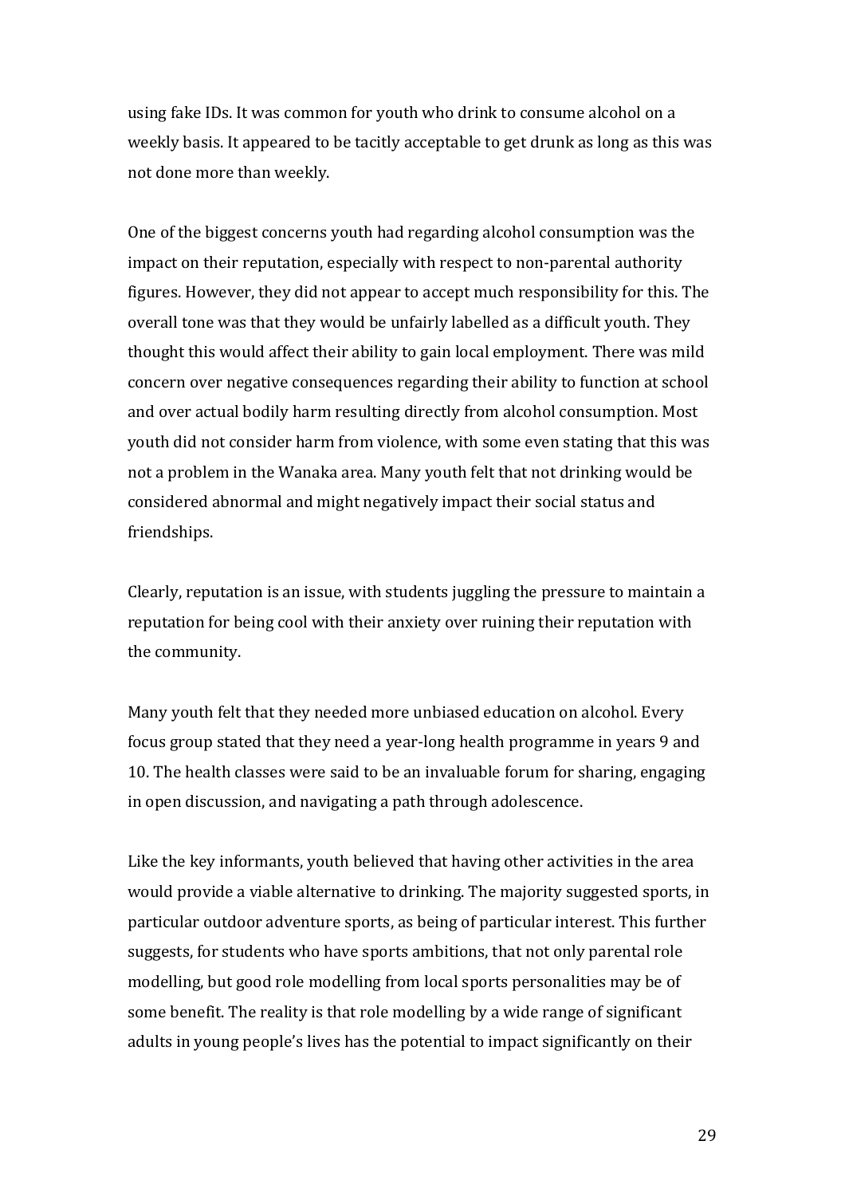using fake IDs. It was common for youth who drink to consume alcohol on a weekly basis. It appeared to be tacitly acceptable to get drunk as long as this was not done more than weekly.

One of the biggest concerns youth had regarding alcohol consumption was the impact on their reputation, especially with respect to non-parental authority figures. However, they did not appear to accept much responsibility for this. The overall tone was that they would be unfairly labelled as a difficult youth. They thought this would affect their ability to gain local employment. There was mild concern over negative consequences regarding their ability to function at school and over actual bodily harm resulting directly from alcohol consumption. Most youth did not consider harm from violence, with some even stating that this was not a problem in the Wanaka area. Many youth felt that not drinking would be considered abnormal and might negatively impact their social status and friendships.

Clearly, reputation is an issue, with students juggling the pressure to maintain a reputation for being cool with their anxiety over ruining their reputation with the community.

Many youth felt that they needed more unbiased education on alcohol. Every focus group stated that they need a year-long health programme in years 9 and 10. The health classes were said to be an invaluable forum for sharing, engaging in open discussion, and navigating a path through adolescence.

Like the key informants, youth believed that having other activities in the area would provide a viable alternative to drinking. The majority suggested sports, in particular outdoor adventure sports, as being of particular interest. This further suggests, for students who have sports ambitions, that not only parental role modelling, but good role modelling from local sports personalities may be of some benefit. The reality is that role modelling by a wide range of significant adults in young people's lives has the potential to impact significantly on their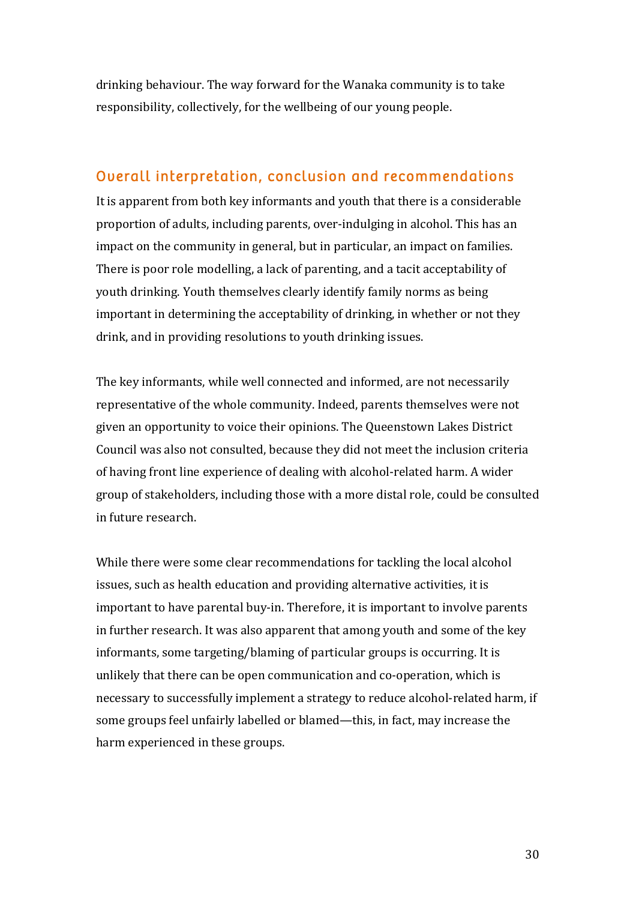drinking behaviour. The way forward for the Wanaka community is to take responsibility, collectively, for the wellbeing of our young people.

## Overall interpretation, conclusion and recommendations

It is apparent from both key informants and youth that there is a considerable proportion of adults, including parents, over-indulging in alcohol. This has an impact on the community in general, but in particular, an impact on families. There is poor role modelling, a lack of parenting, and a tacit acceptability of youth drinking. Youth themselves clearly identify family norms as being important in determining the acceptability of drinking, in whether or not they drink, and in providing resolutions to youth drinking issues.

The key informants, while well connected and informed, are not necessarily representative of the whole community. Indeed, parents themselves were not given an opportunity to voice their opinions. The Queenstown Lakes District Council was also not consulted, because they did not meet the inclusion criteria of having front line experience of dealing with alcohol-related harm. A wider group of stakeholders, including those with a more distal role, could be consulted in future research.

While there were some clear recommendations for tackling the local alcohol issues, such as health education and providing alternative activities, it is important to have parental buy-in. Therefore, it is important to involve parents in further research. It was also apparent that among youth and some of the key informants, some targeting/blaming of particular groups is occurring. It is unlikely that there can be open communication and co-operation, which is necessary to successfully implement a strategy to reduce alcohol-related harm, if some groups feel unfairly labelled or blamed—this, in fact, may increase the harm experienced in these groups.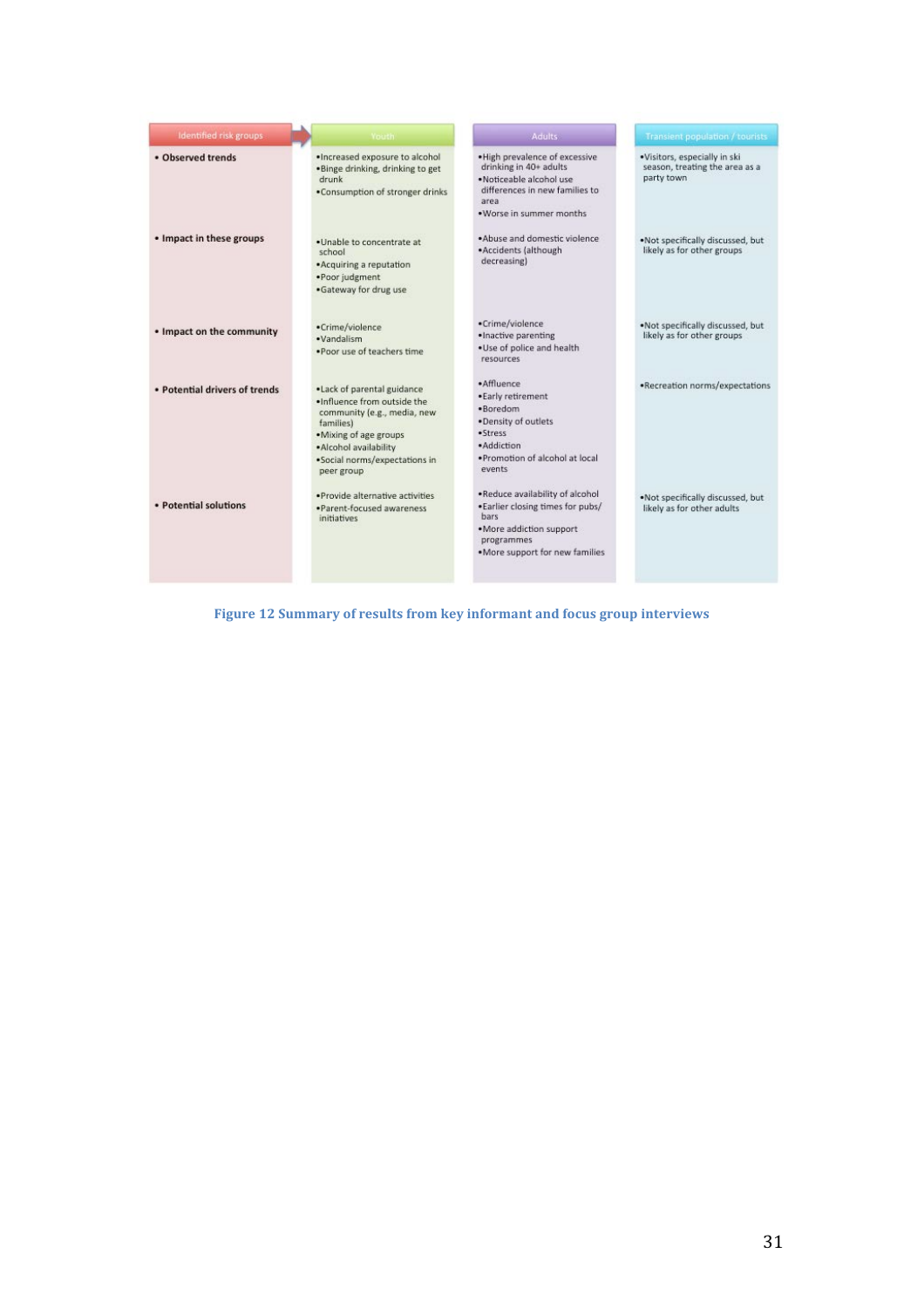| Identified risk groups | Youth | Adults | Transient population / tourists |
| --- | --- | --- | --- |
| • **Observed trends** | •Increased exposure to alcohol<br>•Binge drinking, drinking to get drunk<br>•Consumption of stronger drinks | •High prevalence of excessive drinking in 40+ adults<br>•Noticeable alcohol use differences in new families to area<br>•Worse in summer months | •Visitors, especially in ski season, treating the area as a party town |
| • **Impact in these groups** | •Unable to concentrate at school<br>•Acquiring a reputation<br>•Poor judgment<br>•Gateway for drug use | •Abuse and domestic violence<br>•Accidents (although decreasing) | •Not specifically discussed, but likely as for other groups |
| • **Impact on the community** | •Crime/violence<br>•Vandalism<br>•Poor use of teachers time | •Crime/violence<br>•Inactive parenting<br>•Use of police and health resources | •Not specifically discussed, but likely as for other groups |
| • **Potential drivers of trends** | •Lack of parental guidance<br>•Influence from outside the community (e.g., media, new families)<br>•Mixing of age groups<br>•Alcohol availability<br>•Social norms/expectations in peer group | •Affluence<br>•Early retirement<br>•Boredom<br>•Density of outlets<br>•Stress<br>•Addiction<br>•Promotion of alcohol at local events | •Recreation norms/expectations |
| • **Potential solutions** | •Provide alternative activities<br>•Parent-focused awareness initiatives | •Reduce availability of alcohol<br>•Earlier closing times for pubs/bars<br>•More addiction support programmes<br>•More support for new families | •Not specifically discussed, but likely as for other adults |

**Figure 12 Summary of results from key informant and focus group interviews**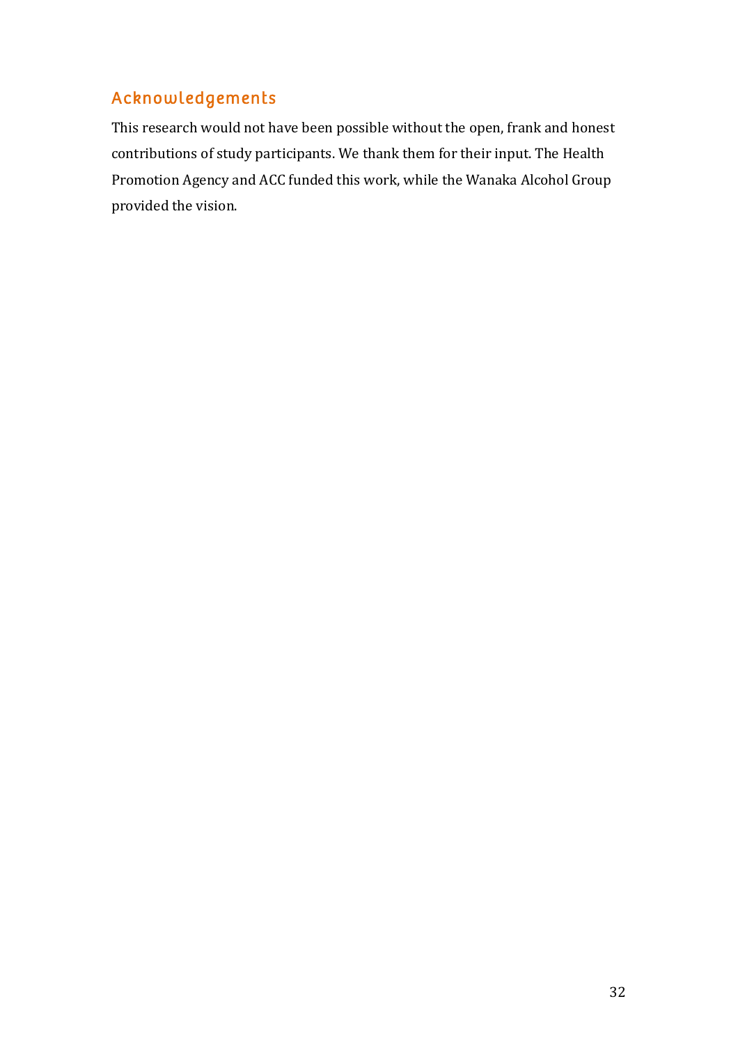## Acknowledgements

This research would not have been possible without the open, frank and honest contributions of study participants. We thank them for their input. The Health Promotion Agency and ACC funded this work, while the Wanaka Alcohol Group provided the vision.